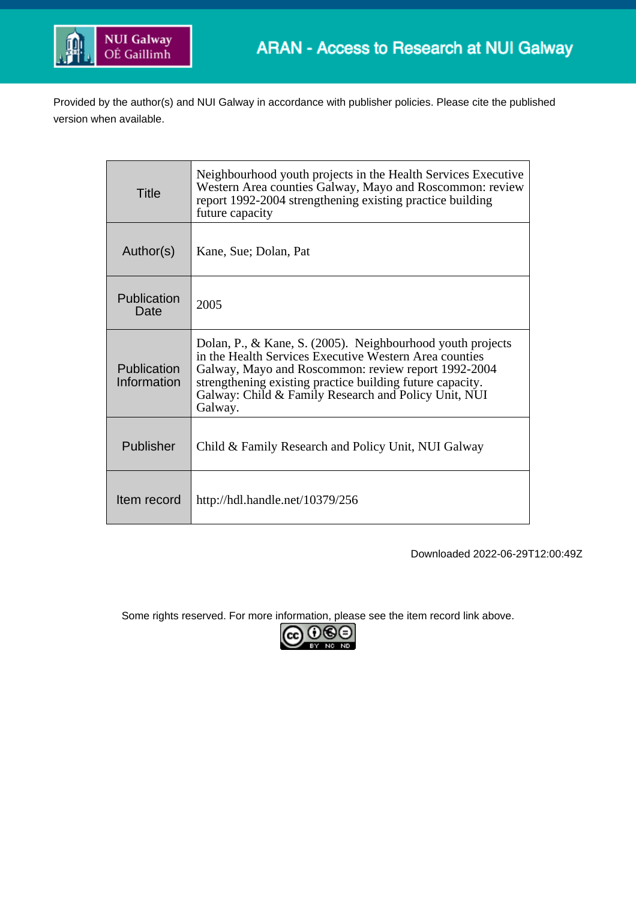ARAN - Access to Research at NUI Galway

Provided by the author(s) and NUI Galway in accordance with publisher policies. Please cite the published version when available.

| | |
|---|---|
| Title | Neighbourhood youth projects in the Health Services Executive Western Area counties Galway, Mayo and Roscommon: review report 1992-2004 strengthening existing practice building future capacity |
| Author(s) | Kane, Sue; Dolan, Pat |
| Publication Date | 2005 |
| Publication Information | Dolan, P., & Kane, S. (2005). Neighbourhood youth projects in the Health Services Executive Western Area counties Galway, Mayo and Roscommon: review report 1992-2004 strengthening existing practice building future capacity. Galway: Child & Family Research and Policy Unit, NUI Galway. |
| Publisher | Child & Family Research and Policy Unit, NUI Galway |
| Item record | http://hdl.handle.net/10379/256 |

Downloaded 2022-06-29T12:00:49Z

Some rights reserved. For more information, please see the item record link above.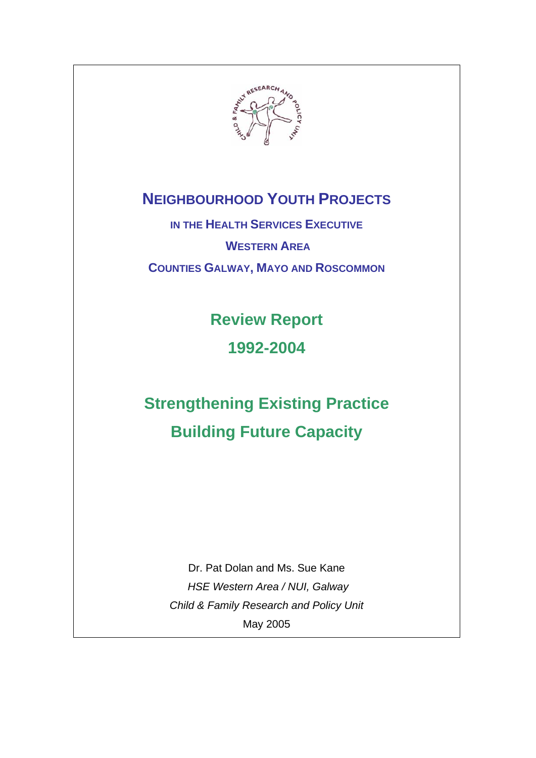# Neighbourhood Youth Projects

## in the Health Services Executive

## Western Area

## Counties Galway, Mayo and Roscommon

# Review Report

# 1992-2004

# Strengthening Existing Practice

# Building Future Capacity

Dr. Pat Dolan and Ms. Sue Kane

*HSE Western Area / NUI, Galway*

*Child & Family Research and Policy Unit*

May 2005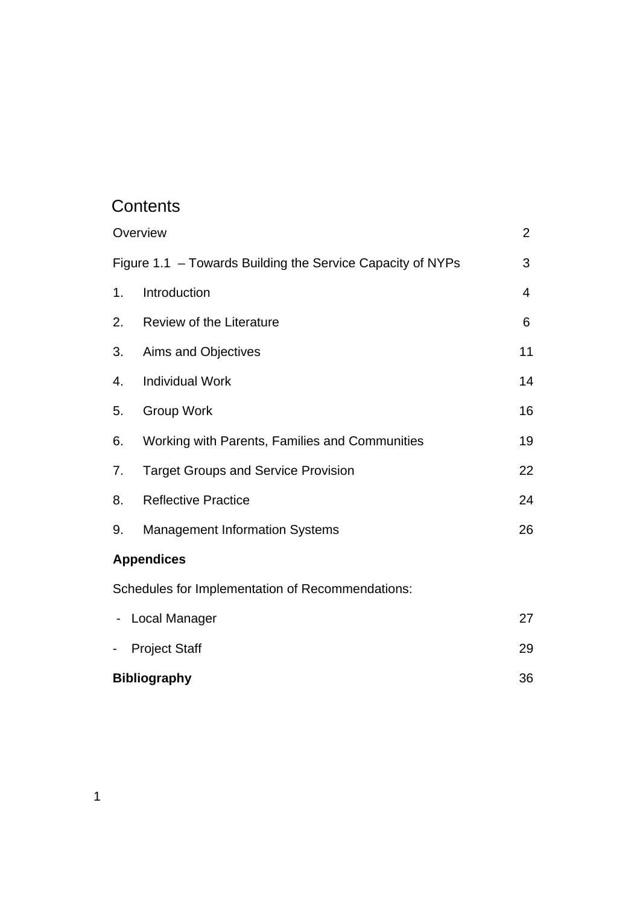# Contents

| | | |
|---|---|---|
| Overview | | 2 |
| Figure 1.1 – Towards Building the Service Capacity of NYPs | | 3 |
| 1. | Introduction | 4 |
| 2. | Review of the Literature | 6 |
| 3. | Aims and Objectives | 11 |
| 4. | Individual Work | 14 |
| 5. | Group Work | 16 |
| 6. | Working with Parents, Families and Communities | 19 |
| 7. | Target Groups and Service Provision | 22 |
| 8. | Reflective Practice | 24 |
| 9. | Management Information Systems | 26 |
| **Appendices** | | |
| Schedules for Implementation of Recommendations: | | |
| - Local Manager | | 27 |
| - Project Staff | | 29 |
| **Bibliography** | | 36 |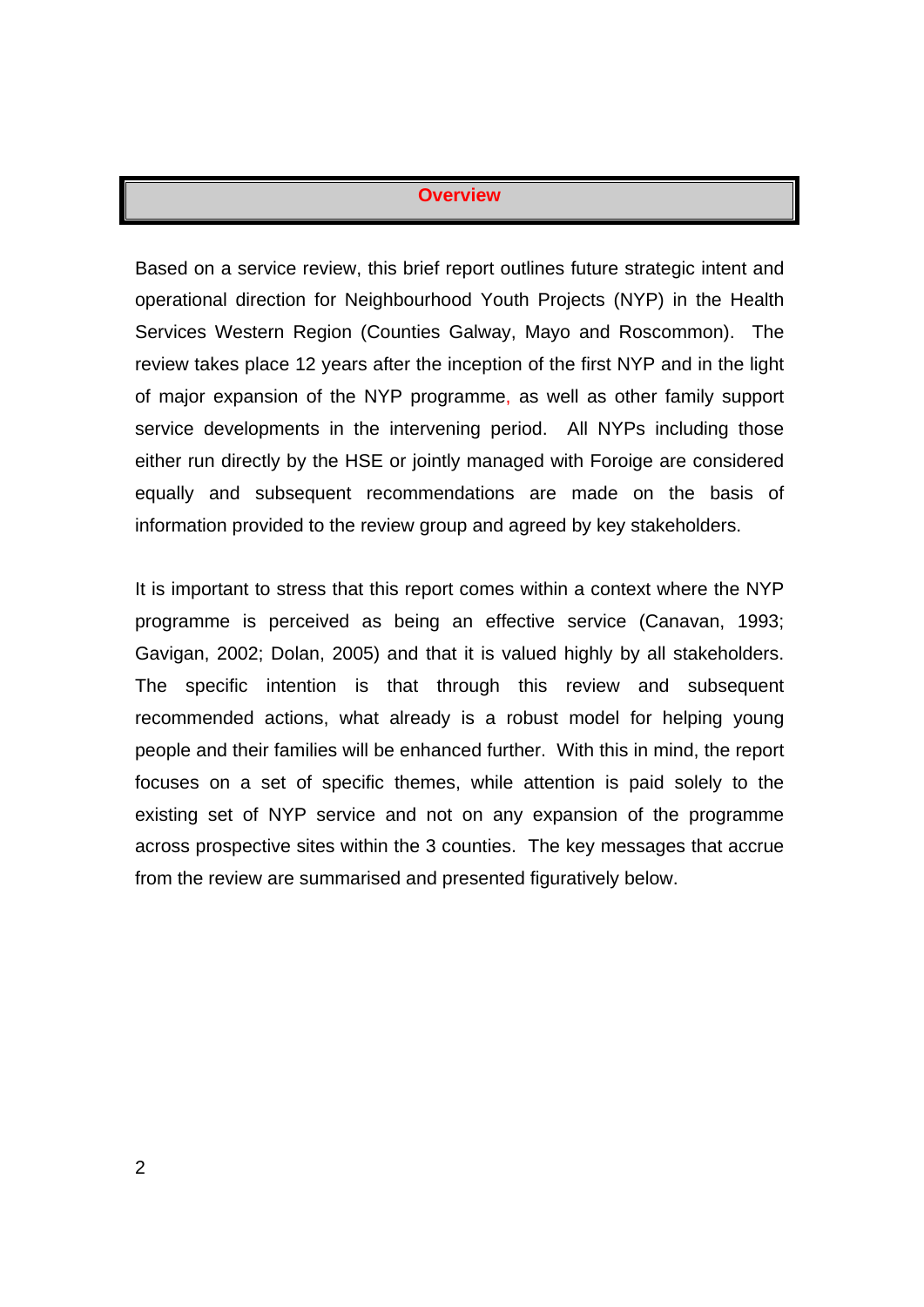## Overview

Based on a service review, this brief report outlines future strategic intent and operational direction for Neighbourhood Youth Projects (NYP) in the Health Services Western Region (Counties Galway, Mayo and Roscommon). The review takes place 12 years after the inception of the first NYP and in the light of major expansion of the NYP programme, as well as other family support service developments in the intervening period. All NYPs including those either run directly by the HSE or jointly managed with Foroige are considered equally and subsequent recommendations are made on the basis of information provided to the review group and agreed by key stakeholders.

It is important to stress that this report comes within a context where the NYP programme is perceived as being an effective service (Canavan, 1993; Gavigan, 2002; Dolan, 2005) and that it is valued highly by all stakeholders. The specific intention is that through this review and subsequent recommended actions, what already is a robust model for helping young people and their families will be enhanced further. With this in mind, the report focuses on a set of specific themes, while attention is paid solely to the existing set of NYP service and not on any expansion of the programme across prospective sites within the 3 counties. The key messages that accrue from the review are summarised and presented figuratively below.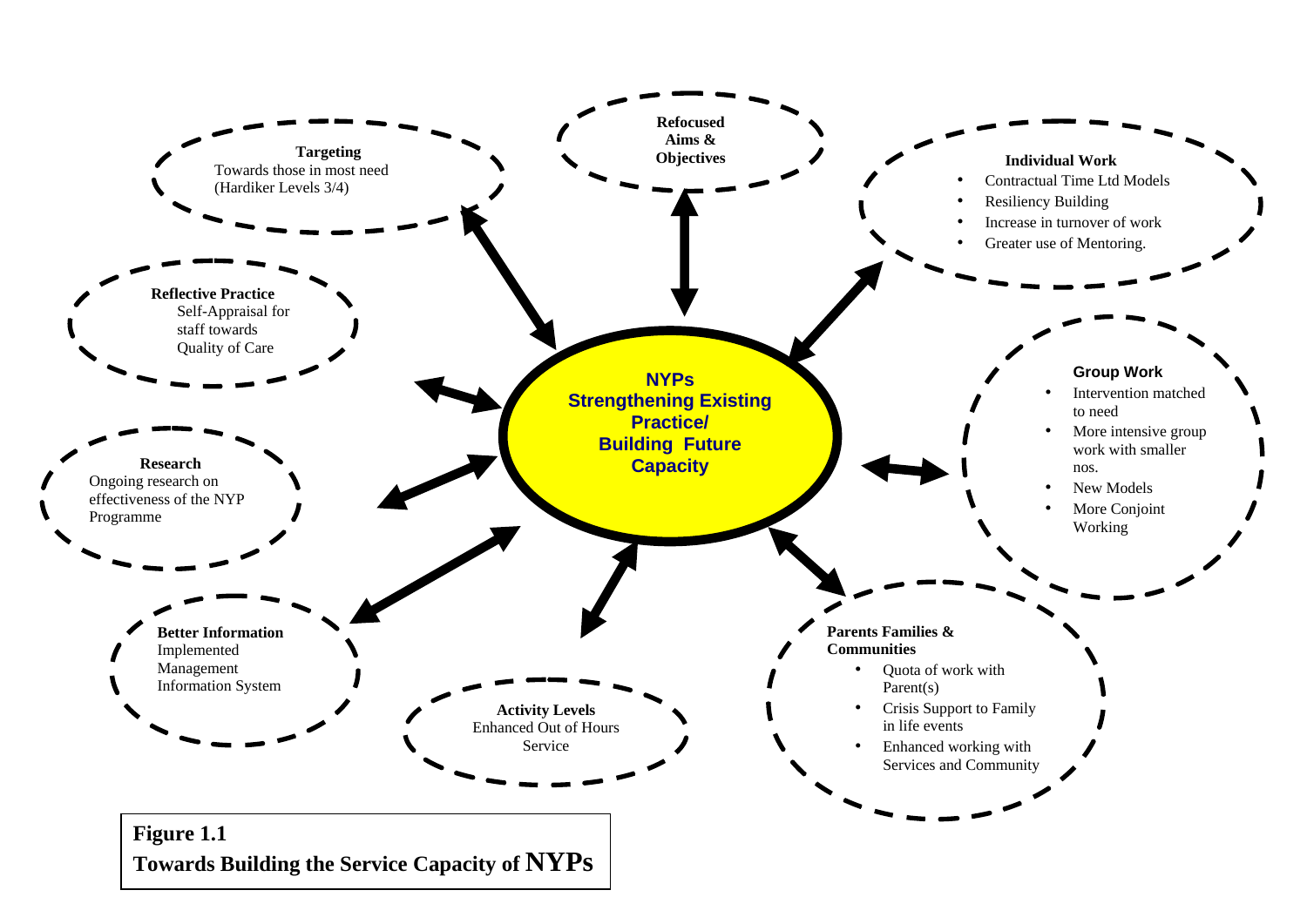**NYPs Strengthening Existing Practice/ Building Future Capacity**

**Refocused Aims & Objectives**

**Targeting**
Towards those in most need (Hardiker Levels 3/4)

**Individual Work**
- Contractual Time Ltd Models
- Resiliency Building
- Increase in turnover of work
- Greater use of Mentoring.

**Reflective Practice**
Self-Appraisal for staff towards Quality of Care

**Group Work**
- Intervention matched to need
- More intensive group work with smaller nos.
- New Models
- More Conjoint Working

**Research**
Ongoing research on effectiveness of the NYP Programme

**Better Information**
Implemented Management Information System

**Parents Families & Communities**
- Quota of work with Parent(s)
- Crisis Support to Family in life events
- Enhanced working with Services and Community

**Activity Levels**
Enhanced Out of Hours Service

**Figure 1.1**
**Towards Building the Service Capacity of NYPs**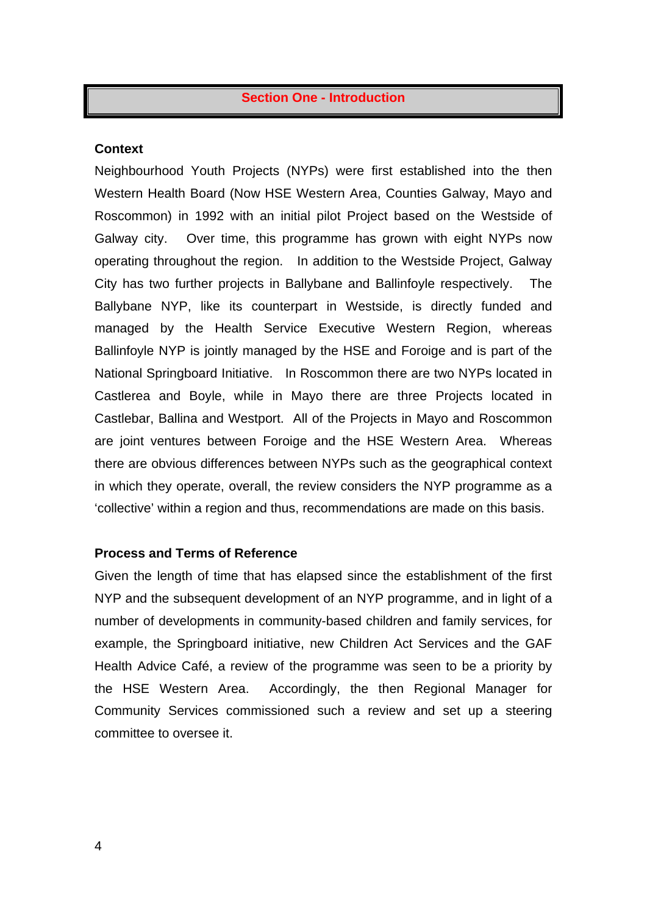# Section One - Introduction

### Context

Neighbourhood Youth Projects (NYPs) were first established into the then Western Health Board (Now HSE Western Area, Counties Galway, Mayo and Roscommon) in 1992 with an initial pilot Project based on the Westside of Galway city. Over time, this programme has grown with eight NYPs now operating throughout the region. In addition to the Westside Project, Galway City has two further projects in Ballybane and Ballinfoyle respectively. The Ballybane NYP, like its counterpart in Westside, is directly funded and managed by the Health Service Executive Western Region, whereas Ballinfoyle NYP is jointly managed by the HSE and Foroige and is part of the National Springboard Initiative. In Roscommon there are two NYPs located in Castlerea and Boyle, while in Mayo there are three Projects located in Castlebar, Ballina and Westport. All of the Projects in Mayo and Roscommon are joint ventures between Foroige and the HSE Western Area. Whereas there are obvious differences between NYPs such as the geographical context in which they operate, overall, the review considers the NYP programme as a 'collective' within a region and thus, recommendations are made on this basis.

### Process and Terms of Reference

Given the length of time that has elapsed since the establishment of the first NYP and the subsequent development of an NYP programme, and in light of a number of developments in community-based children and family services, for example, the Springboard initiative, new Children Act Services and the GAF Health Advice Café, a review of the programme was seen to be a priority by the HSE Western Area. Accordingly, the then Regional Manager for Community Services commissioned such a review and set up a steering committee to oversee it.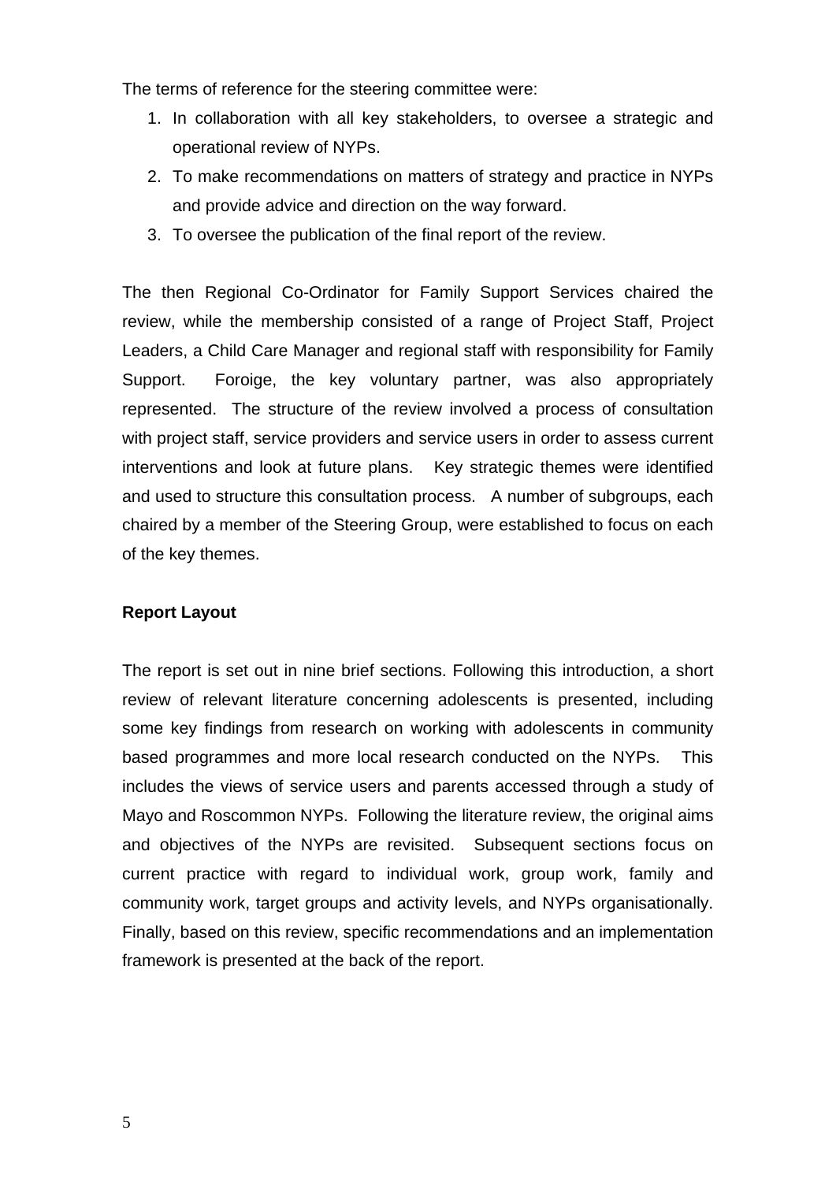The terms of reference for the steering committee were:

1. In collaboration with all key stakeholders, to oversee a strategic and operational review of NYPs.
2. To make recommendations on matters of strategy and practice in NYPs and provide advice and direction on the way forward.
3. To oversee the publication of the final report of the review.

The then Regional Co-Ordinator for Family Support Services chaired the review, while the membership consisted of a range of Project Staff, Project Leaders, a Child Care Manager and regional staff with responsibility for Family Support. Foroige, the key voluntary partner, was also appropriately represented. The structure of the review involved a process of consultation with project staff, service providers and service users in order to assess current interventions and look at future plans. Key strategic themes were identified and used to structure this consultation process. A number of subgroups, each chaired by a member of the Steering Group, were established to focus on each of the key themes.

**Report Layout**

The report is set out in nine brief sections. Following this introduction, a short review of relevant literature concerning adolescents is presented, including some key findings from research on working with adolescents in community based programmes and more local research conducted on the NYPs. This includes the views of service users and parents accessed through a study of Mayo and Roscommon NYPs. Following the literature review, the original aims and objectives of the NYPs are revisited. Subsequent sections focus on current practice with regard to individual work, group work, family and community work, target groups and activity levels, and NYPs organisationally. Finally, based on this review, specific recommendations and an implementation framework is presented at the back of the report.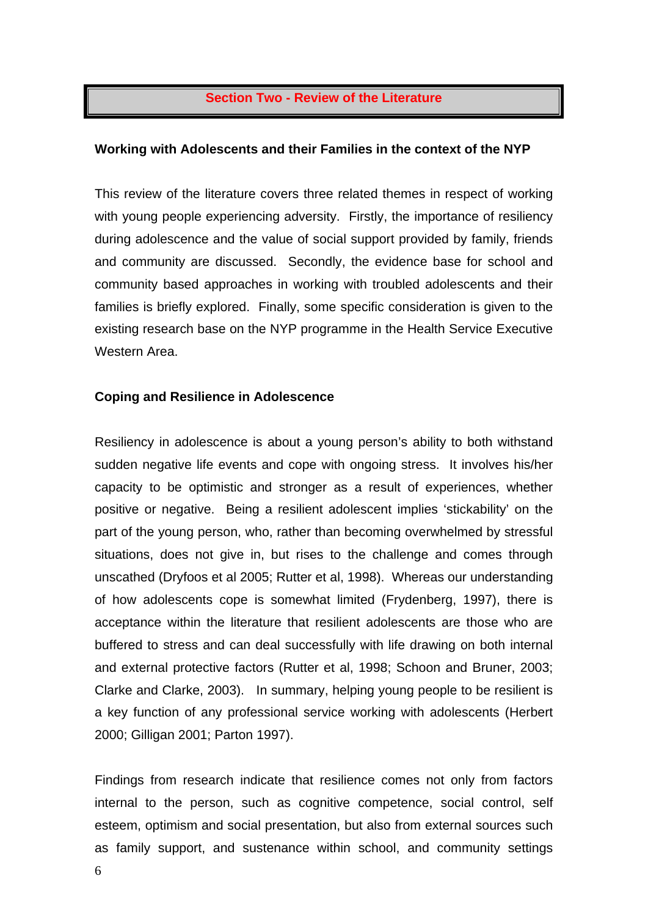## Section Two - Review of the Literature

### Working with Adolescents and their Families in the context of the NYP

This review of the literature covers three related themes in respect of working with young people experiencing adversity. Firstly, the importance of resiliency during adolescence and the value of social support provided by family, friends and community are discussed. Secondly, the evidence base for school and community based approaches in working with troubled adolescents and their families is briefly explored. Finally, some specific consideration is given to the existing research base on the NYP programme in the Health Service Executive Western Area.

### Coping and Resilience in Adolescence

Resiliency in adolescence is about a young person's ability to both withstand sudden negative life events and cope with ongoing stress. It involves his/her capacity to be optimistic and stronger as a result of experiences, whether positive or negative. Being a resilient adolescent implies 'stickability' on the part of the young person, who, rather than becoming overwhelmed by stressful situations, does not give in, but rises to the challenge and comes through unscathed (Dryfoos et al 2005; Rutter et al, 1998). Whereas our understanding of how adolescents cope is somewhat limited (Frydenberg, 1997), there is acceptance within the literature that resilient adolescents are those who are buffered to stress and can deal successfully with life drawing on both internal and external protective factors (Rutter et al, 1998; Schoon and Bruner, 2003; Clarke and Clarke, 2003). In summary, helping young people to be resilient is a key function of any professional service working with adolescents (Herbert 2000; Gilligan 2001; Parton 1997).

Findings from research indicate that resilience comes not only from factors internal to the person, such as cognitive competence, social control, self esteem, optimism and social presentation, but also from external sources such as family support, and sustenance within school, and community settings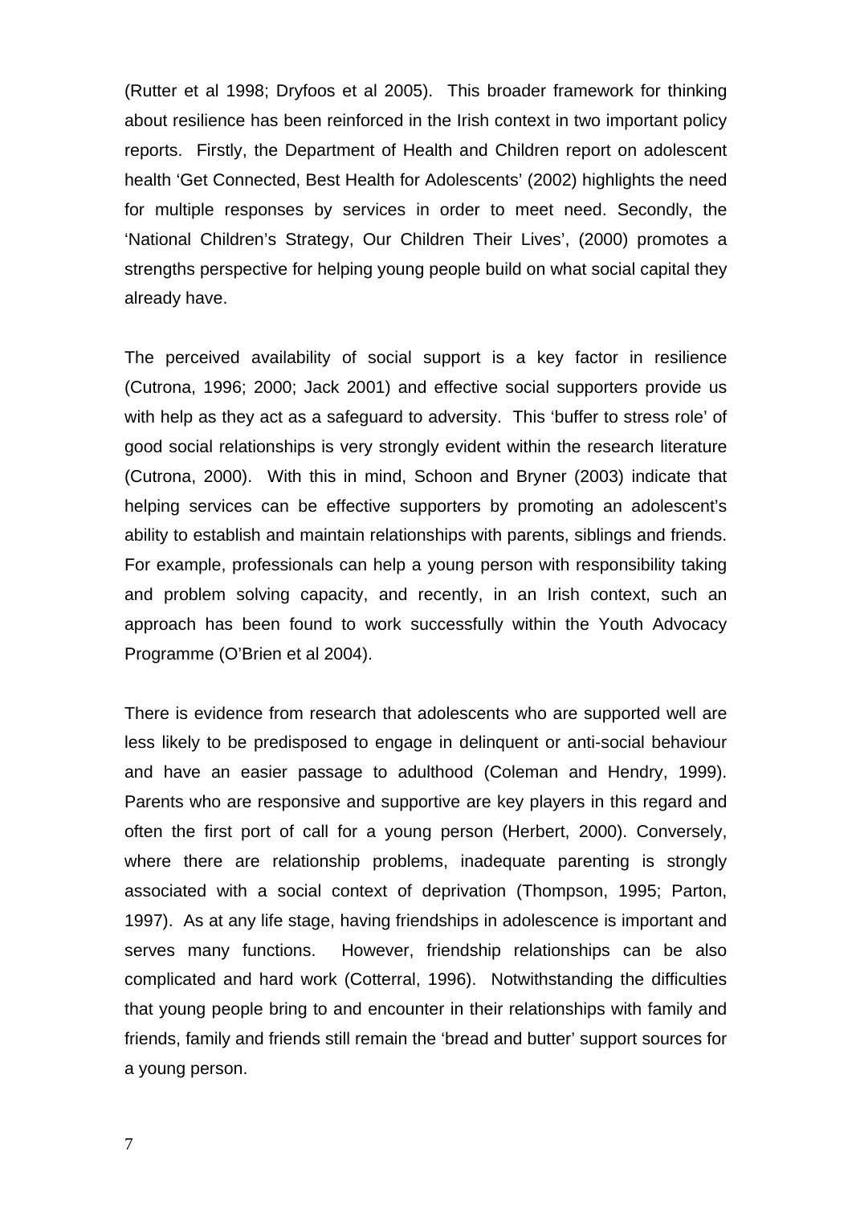(Rutter et al 1998; Dryfoos et al 2005). This broader framework for thinking about resilience has been reinforced in the Irish context in two important policy reports. Firstly, the Department of Health and Children report on adolescent health 'Get Connected, Best Health for Adolescents' (2002) highlights the need for multiple responses by services in order to meet need. Secondly, the 'National Children's Strategy, Our Children Their Lives', (2000) promotes a strengths perspective for helping young people build on what social capital they already have.

The perceived availability of social support is a key factor in resilience (Cutrona, 1996; 2000; Jack 2001) and effective social supporters provide us with help as they act as a safeguard to adversity. This 'buffer to stress role' of good social relationships is very strongly evident within the research literature (Cutrona, 2000). With this in mind, Schoon and Bryner (2003) indicate that helping services can be effective supporters by promoting an adolescent's ability to establish and maintain relationships with parents, siblings and friends. For example, professionals can help a young person with responsibility taking and problem solving capacity, and recently, in an Irish context, such an approach has been found to work successfully within the Youth Advocacy Programme (O'Brien et al 2004).

There is evidence from research that adolescents who are supported well are less likely to be predisposed to engage in delinquent or anti-social behaviour and have an easier passage to adulthood (Coleman and Hendry, 1999). Parents who are responsive and supportive are key players in this regard and often the first port of call for a young person (Herbert, 2000). Conversely, where there are relationship problems, inadequate parenting is strongly associated with a social context of deprivation (Thompson, 1995; Parton, 1997). As at any life stage, having friendships in adolescence is important and serves many functions. However, friendship relationships can be also complicated and hard work (Cotterral, 1996). Notwithstanding the difficulties that young people bring to and encounter in their relationships with family and friends, family and friends still remain the 'bread and butter' support sources for a young person.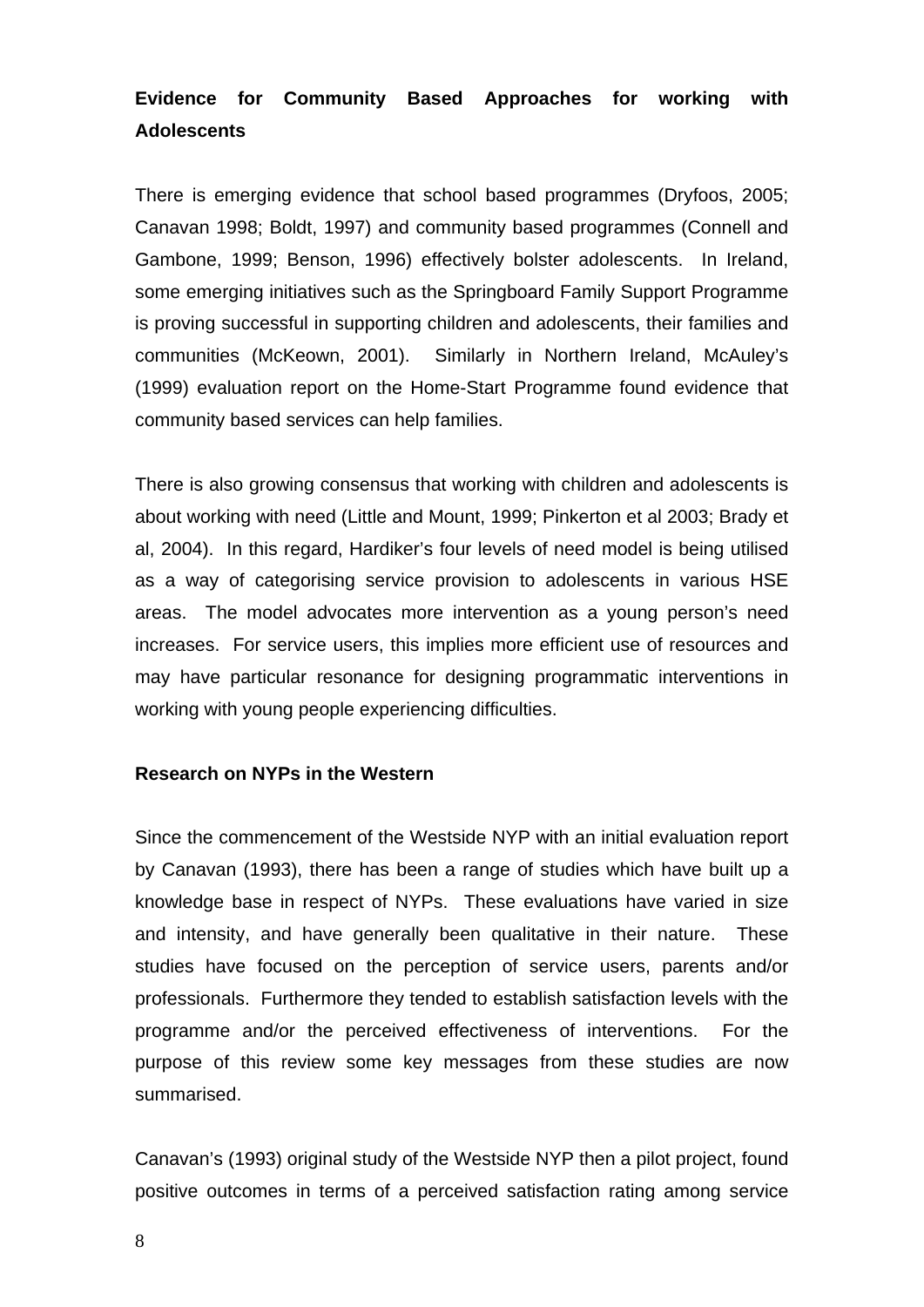## Evidence for Community Based Approaches for working with Adolescents

There is emerging evidence that school based programmes (Dryfoos, 2005; Canavan 1998; Boldt, 1997) and community based programmes (Connell and Gambone, 1999; Benson, 1996) effectively bolster adolescents. In Ireland, some emerging initiatives such as the Springboard Family Support Programme is proving successful in supporting children and adolescents, their families and communities (McKeown, 2001). Similarly in Northern Ireland, McAuley's (1999) evaluation report on the Home-Start Programme found evidence that community based services can help families.

There is also growing consensus that working with children and adolescents is about working with need (Little and Mount, 1999; Pinkerton et al 2003; Brady et al, 2004). In this regard, Hardiker's four levels of need model is being utilised as a way of categorising service provision to adolescents in various HSE areas. The model advocates more intervention as a young person's need increases. For service users, this implies more efficient use of resources and may have particular resonance for designing programmatic interventions in working with young people experiencing difficulties.

## Research on NYPs in the Western

Since the commencement of the Westside NYP with an initial evaluation report by Canavan (1993), there has been a range of studies which have built up a knowledge base in respect of NYPs. These evaluations have varied in size and intensity, and have generally been qualitative in their nature. These studies have focused on the perception of service users, parents and/or professionals. Furthermore they tended to establish satisfaction levels with the programme and/or the perceived effectiveness of interventions. For the purpose of this review some key messages from these studies are now summarised.

Canavan's (1993) original study of the Westside NYP then a pilot project, found positive outcomes in terms of a perceived satisfaction rating among service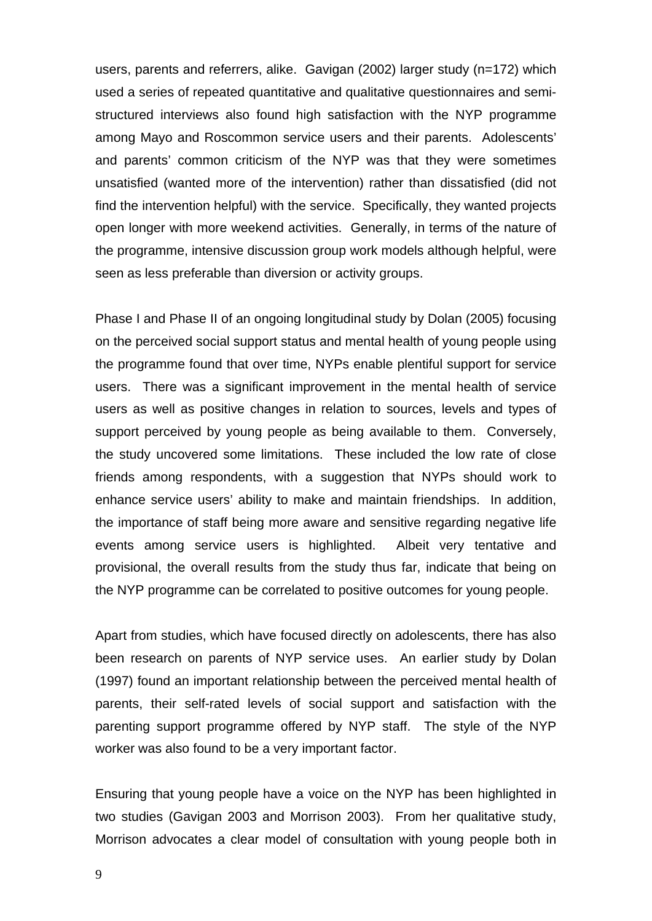users, parents and referrers, alike. Gavigan (2002) larger study (n=172) which used a series of repeated quantitative and qualitative questionnaires and semi-structured interviews also found high satisfaction with the NYP programme among Mayo and Roscommon service users and their parents. Adolescents' and parents' common criticism of the NYP was that they were sometimes unsatisfied (wanted more of the intervention) rather than dissatisfied (did not find the intervention helpful) with the service. Specifically, they wanted projects open longer with more weekend activities. Generally, in terms of the nature of the programme, intensive discussion group work models although helpful, were seen as less preferable than diversion or activity groups.

Phase I and Phase II of an ongoing longitudinal study by Dolan (2005) focusing on the perceived social support status and mental health of young people using the programme found that over time, NYPs enable plentiful support for service users. There was a significant improvement in the mental health of service users as well as positive changes in relation to sources, levels and types of support perceived by young people as being available to them. Conversely, the study uncovered some limitations. These included the low rate of close friends among respondents, with a suggestion that NYPs should work to enhance service users' ability to make and maintain friendships. In addition, the importance of staff being more aware and sensitive regarding negative life events among service users is highlighted. Albeit very tentative and provisional, the overall results from the study thus far, indicate that being on the NYP programme can be correlated to positive outcomes for young people.

Apart from studies, which have focused directly on adolescents, there has also been research on parents of NYP service uses. An earlier study by Dolan (1997) found an important relationship between the perceived mental health of parents, their self-rated levels of social support and satisfaction with the parenting support programme offered by NYP staff. The style of the NYP worker was also found to be a very important factor.

Ensuring that young people have a voice on the NYP has been highlighted in two studies (Gavigan 2003 and Morrison 2003). From her qualitative study, Morrison advocates a clear model of consultation with young people both in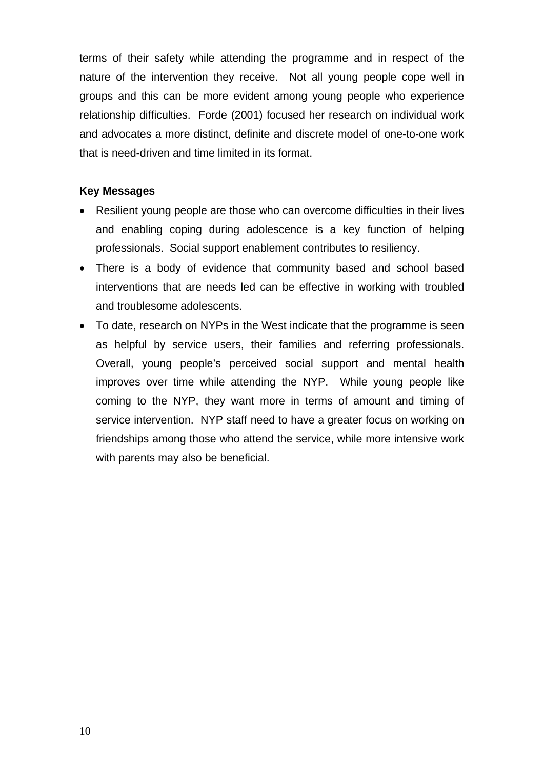terms of their safety while attending the programme and in respect of the nature of the intervention they receive. Not all young people cope well in groups and this can be more evident among young people who experience relationship difficulties. Forde (2001) focused her research on individual work and advocates a more distinct, definite and discrete model of one-to-one work that is need-driven and time limited in its format.

**Key Messages**

- Resilient young people are those who can overcome difficulties in their lives and enabling coping during adolescence is a key function of helping professionals. Social support enablement contributes to resiliency.
- There is a body of evidence that community based and school based interventions that are needs led can be effective in working with troubled and troublesome adolescents.
- To date, research on NYPs in the West indicate that the programme is seen as helpful by service users, their families and referring professionals. Overall, young people's perceived social support and mental health improves over time while attending the NYP. While young people like coming to the NYP, they want more in terms of amount and timing of service intervention. NYP staff need to have a greater focus on working on friendships among those who attend the service, while more intensive work with parents may also be beneficial.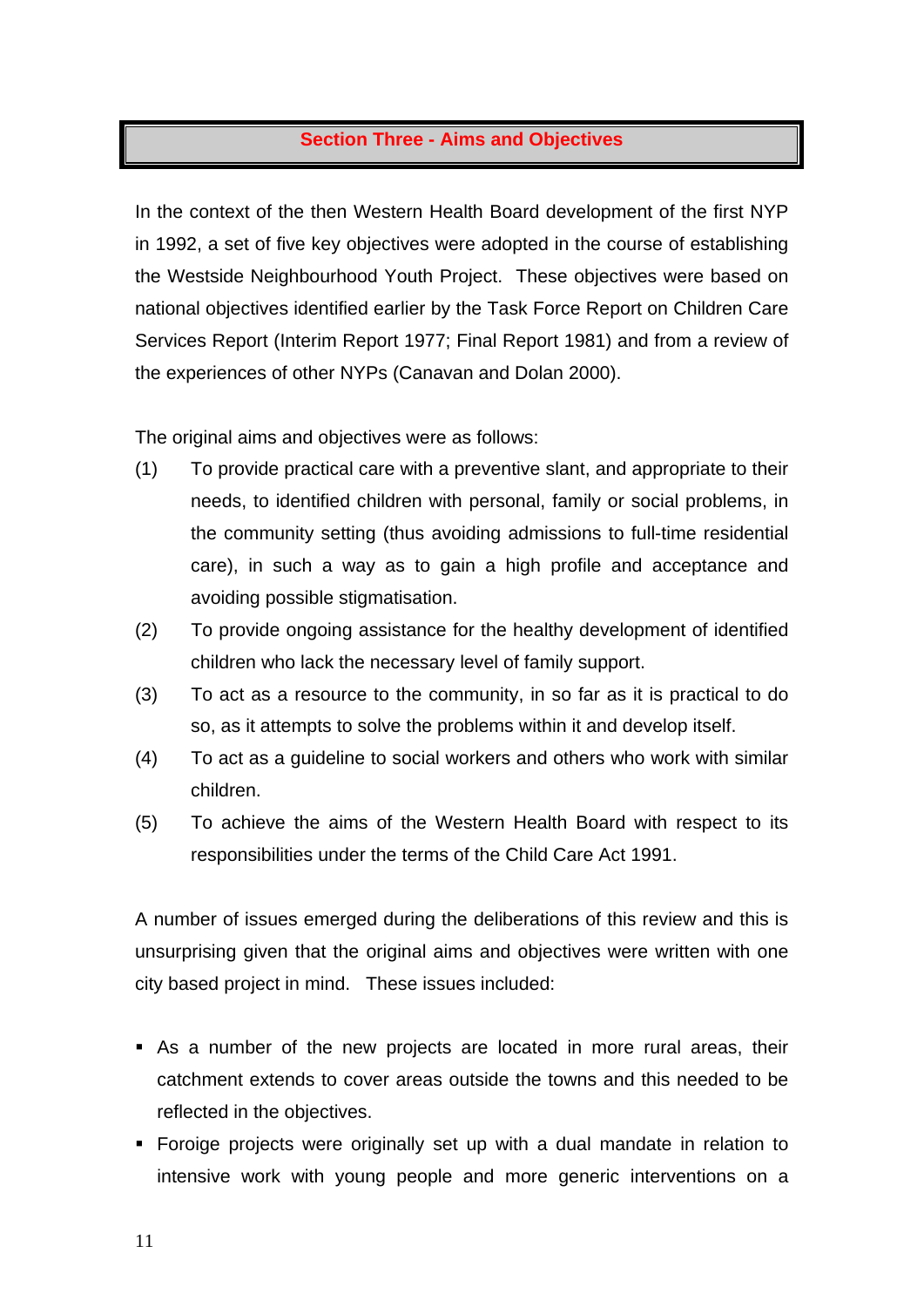## Section Three - Aims and Objectives

In the context of the then Western Health Board development of the first NYP in 1992, a set of five key objectives were adopted in the course of establishing the Westside Neighbourhood Youth Project. These objectives were based on national objectives identified earlier by the Task Force Report on Children Care Services Report (Interim Report 1977; Final Report 1981) and from a review of the experiences of other NYPs (Canavan and Dolan 2000).

The original aims and objectives were as follows:

(1) To provide practical care with a preventive slant, and appropriate to their needs, to identified children with personal, family or social problems, in the community setting (thus avoiding admissions to full-time residential care), in such a way as to gain a high profile and acceptance and avoiding possible stigmatisation.

(2) To provide ongoing assistance for the healthy development of identified children who lack the necessary level of family support.

(3) To act as a resource to the community, in so far as it is practical to do so, as it attempts to solve the problems within it and develop itself.

(4) To act as a guideline to social workers and others who work with similar children.

(5) To achieve the aims of the Western Health Board with respect to its responsibilities under the terms of the Child Care Act 1991.

A number of issues emerged during the deliberations of this review and this is unsurprising given that the original aims and objectives were written with one city based project in mind. These issues included:

- As a number of the new projects are located in more rural areas, their catchment extends to cover areas outside the towns and this needed to be reflected in the objectives.
- Foroige projects were originally set up with a dual mandate in relation to intensive work with young people and more generic interventions on a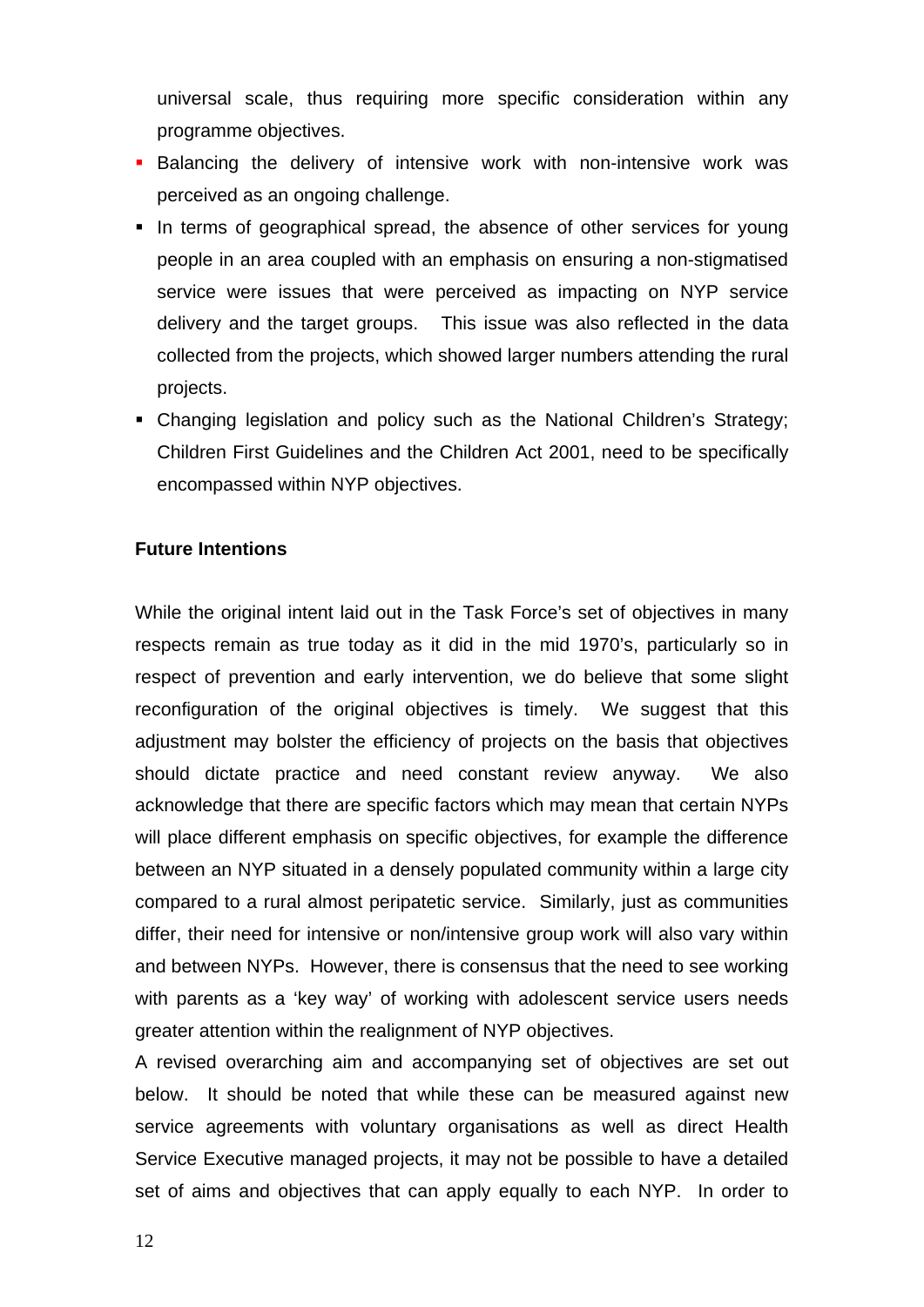universal scale, thus requiring more specific consideration within any programme objectives.

- Balancing the delivery of intensive work with non-intensive work was perceived as an ongoing challenge.
- In terms of geographical spread, the absence of other services for young people in an area coupled with an emphasis on ensuring a non-stigmatised service were issues that were perceived as impacting on NYP service delivery and the target groups. This issue was also reflected in the data collected from the projects, which showed larger numbers attending the rural projects.
- Changing legislation and policy such as the National Children's Strategy; Children First Guidelines and the Children Act 2001, need to be specifically encompassed within NYP objectives.

**Future Intentions**

While the original intent laid out in the Task Force's set of objectives in many respects remain as true today as it did in the mid 1970's, particularly so in respect of prevention and early intervention, we do believe that some slight reconfiguration of the original objectives is timely. We suggest that this adjustment may bolster the efficiency of projects on the basis that objectives should dictate practice and need constant review anyway. We also acknowledge that there are specific factors which may mean that certain NYPs will place different emphasis on specific objectives, for example the difference between an NYP situated in a densely populated community within a large city compared to a rural almost peripatetic service. Similarly, just as communities differ, their need for intensive or non/intensive group work will also vary within and between NYPs. However, there is consensus that the need to see working with parents as a 'key way' of working with adolescent service users needs greater attention within the realignment of NYP objectives.

A revised overarching aim and accompanying set of objectives are set out below. It should be noted that while these can be measured against new service agreements with voluntary organisations as well as direct Health Service Executive managed projects, it may not be possible to have a detailed set of aims and objectives that can apply equally to each NYP. In order to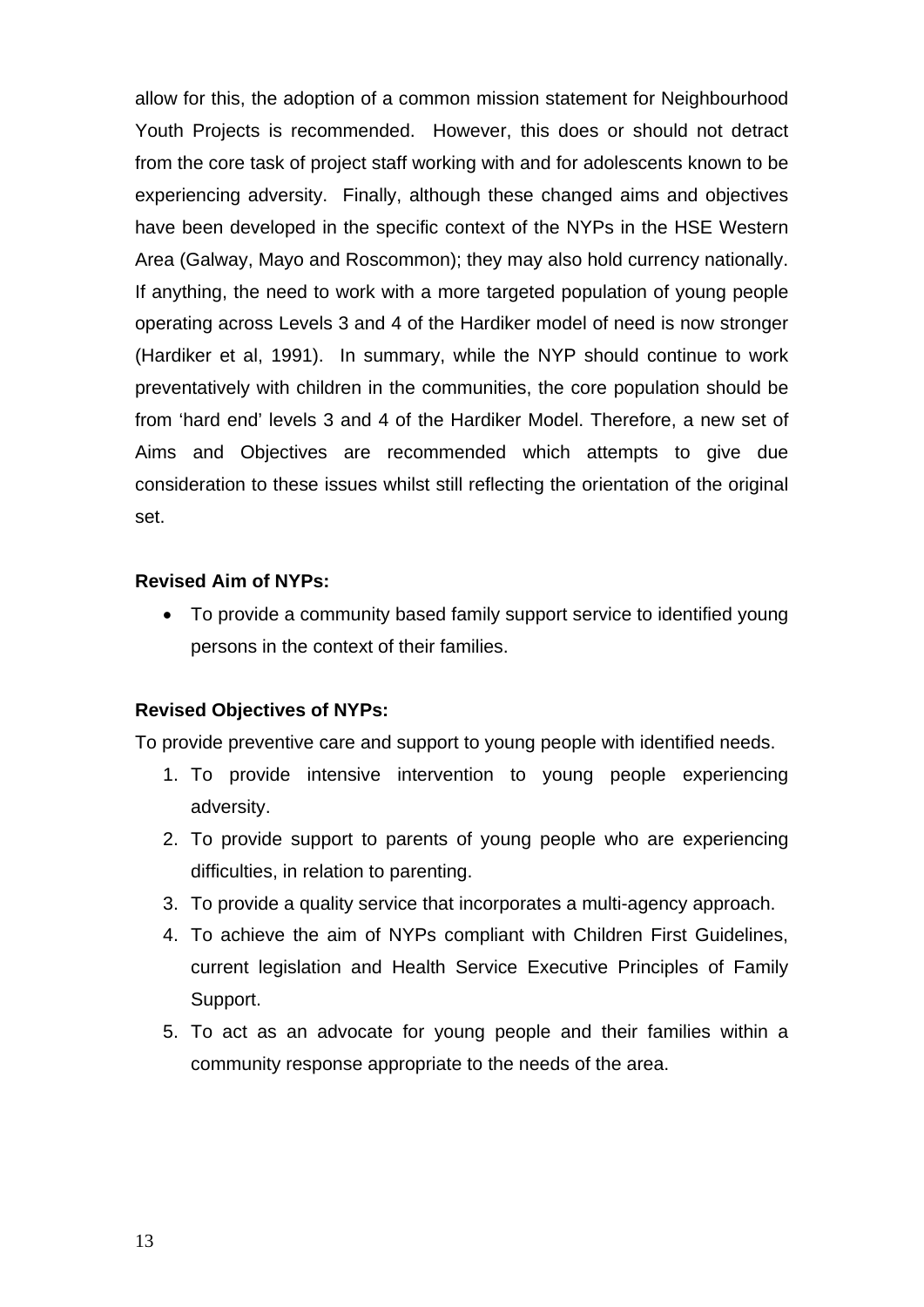allow for this, the adoption of a common mission statement for Neighbourhood Youth Projects is recommended. However, this does or should not detract from the core task of project staff working with and for adolescents known to be experiencing adversity. Finally, although these changed aims and objectives have been developed in the specific context of the NYPs in the HSE Western Area (Galway, Mayo and Roscommon); they may also hold currency nationally. If anything, the need to work with a more targeted population of young people operating across Levels 3 and 4 of the Hardiker model of need is now stronger (Hardiker et al, 1991). In summary, while the NYP should continue to work preventatively with children in the communities, the core population should be from 'hard end' levels 3 and 4 of the Hardiker Model. Therefore, a new set of Aims and Objectives are recommended which attempts to give due consideration to these issues whilst still reflecting the orientation of the original set.

**Revised Aim of NYPs:**

- To provide a community based family support service to identified young persons in the context of their families.

**Revised Objectives of NYPs:**

To provide preventive care and support to young people with identified needs.

1. To provide intensive intervention to young people experiencing adversity.
2. To provide support to parents of young people who are experiencing difficulties, in relation to parenting.
3. To provide a quality service that incorporates a multi-agency approach.
4. To achieve the aim of NYPs compliant with Children First Guidelines, current legislation and Health Service Executive Principles of Family Support.
5. To act as an advocate for young people and their families within a community response appropriate to the needs of the area.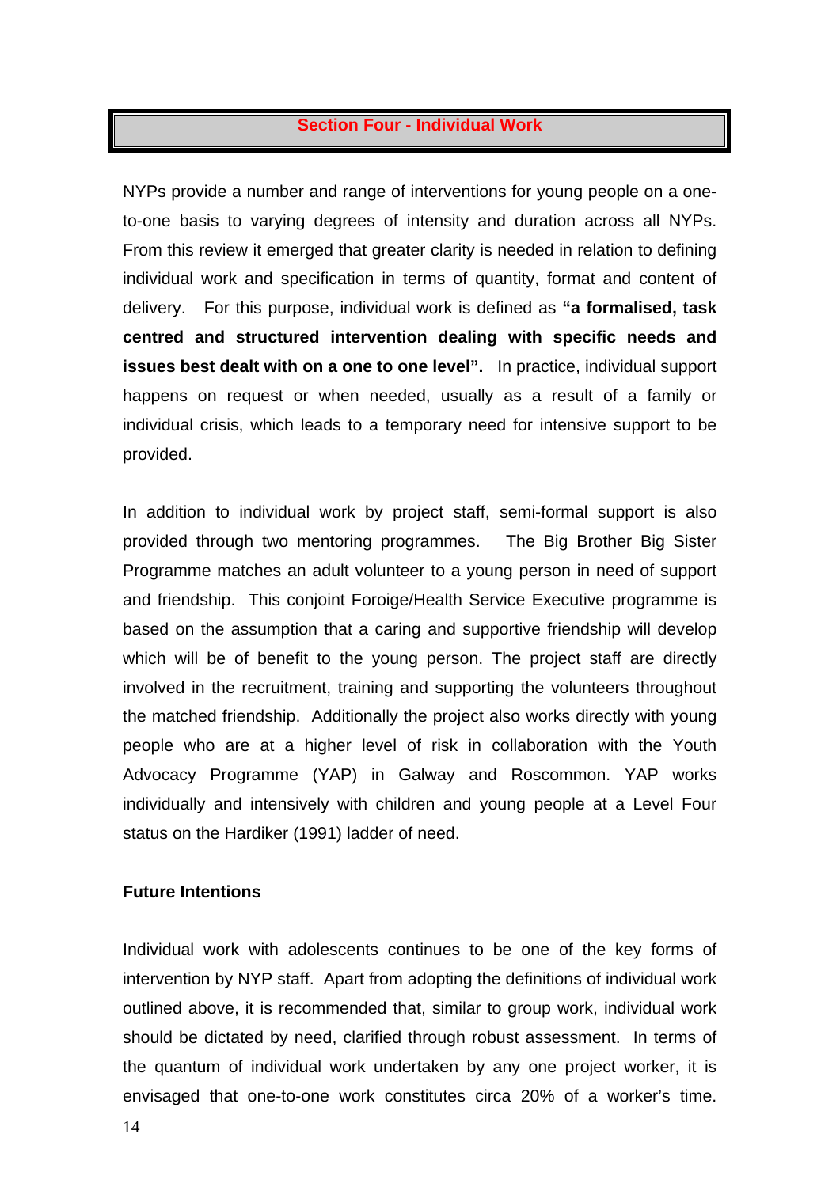## Section Four - Individual Work

NYPs provide a number and range of interventions for young people on a one-to-one basis to varying degrees of intensity and duration across all NYPs. From this review it emerged that greater clarity is needed in relation to defining individual work and specification in terms of quantity, format and content of delivery. For this purpose, individual work is defined as **"a formalised, task centred and structured intervention dealing with specific needs and issues best dealt with on a one to one level".** In practice, individual support happens on request or when needed, usually as a result of a family or individual crisis, which leads to a temporary need for intensive support to be provided.

In addition to individual work by project staff, semi-formal support is also provided through two mentoring programmes. The Big Brother Big Sister Programme matches an adult volunteer to a young person in need of support and friendship. This conjoint Foroige/Health Service Executive programme is based on the assumption that a caring and supportive friendship will develop which will be of benefit to the young person. The project staff are directly involved in the recruitment, training and supporting the volunteers throughout the matched friendship. Additionally the project also works directly with young people who are at a higher level of risk in collaboration with the Youth Advocacy Programme (YAP) in Galway and Roscommon. YAP works individually and intensively with children and young people at a Level Four status on the Hardiker (1991) ladder of need.

### Future Intentions

Individual work with adolescents continues to be one of the key forms of intervention by NYP staff. Apart from adopting the definitions of individual work outlined above, it is recommended that, similar to group work, individual work should be dictated by need, clarified through robust assessment. In terms of the quantum of individual work undertaken by any one project worker, it is envisaged that one-to-one work constitutes circa 20% of a worker's time.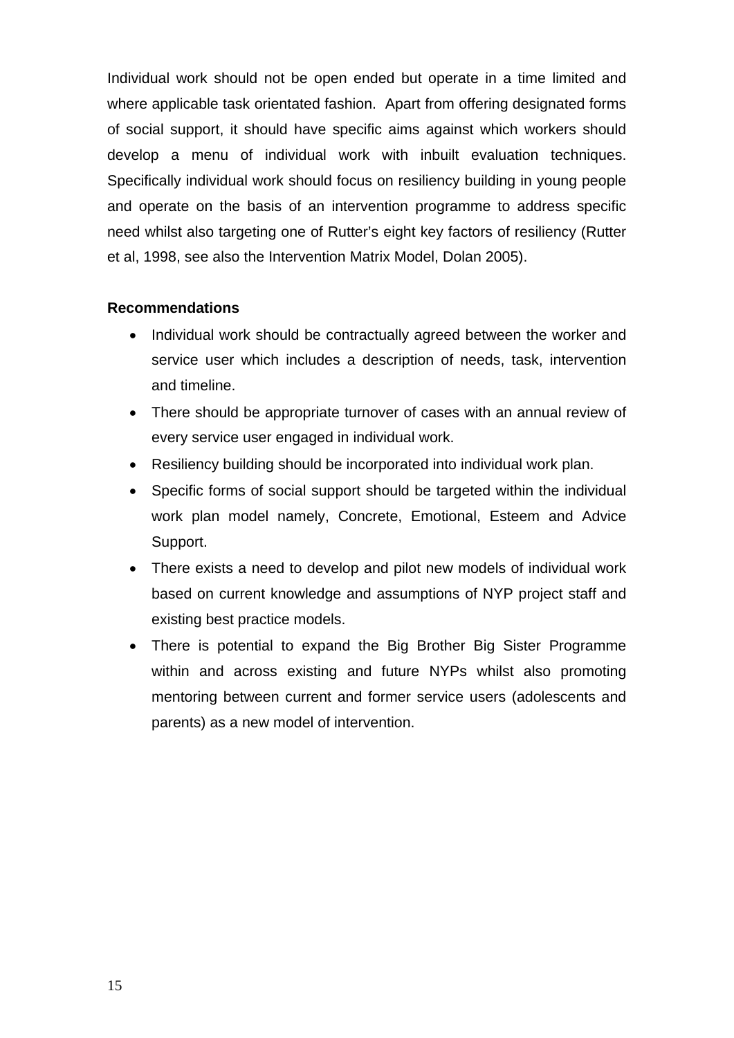Individual work should not be open ended but operate in a time limited and where applicable task orientated fashion. Apart from offering designated forms of social support, it should have specific aims against which workers should develop a menu of individual work with inbuilt evaluation techniques. Specifically individual work should focus on resiliency building in young people and operate on the basis of an intervention programme to address specific need whilst also targeting one of Rutter's eight key factors of resiliency (Rutter et al, 1998, see also the Intervention Matrix Model, Dolan 2005).

**Recommendations**

- Individual work should be contractually agreed between the worker and service user which includes a description of needs, task, intervention and timeline.
- There should be appropriate turnover of cases with an annual review of every service user engaged in individual work.
- Resiliency building should be incorporated into individual work plan.
- Specific forms of social support should be targeted within the individual work plan model namely, Concrete, Emotional, Esteem and Advice Support.
- There exists a need to develop and pilot new models of individual work based on current knowledge and assumptions of NYP project staff and existing best practice models.
- There is potential to expand the Big Brother Big Sister Programme within and across existing and future NYPs whilst also promoting mentoring between current and former service users (adolescents and parents) as a new model of intervention.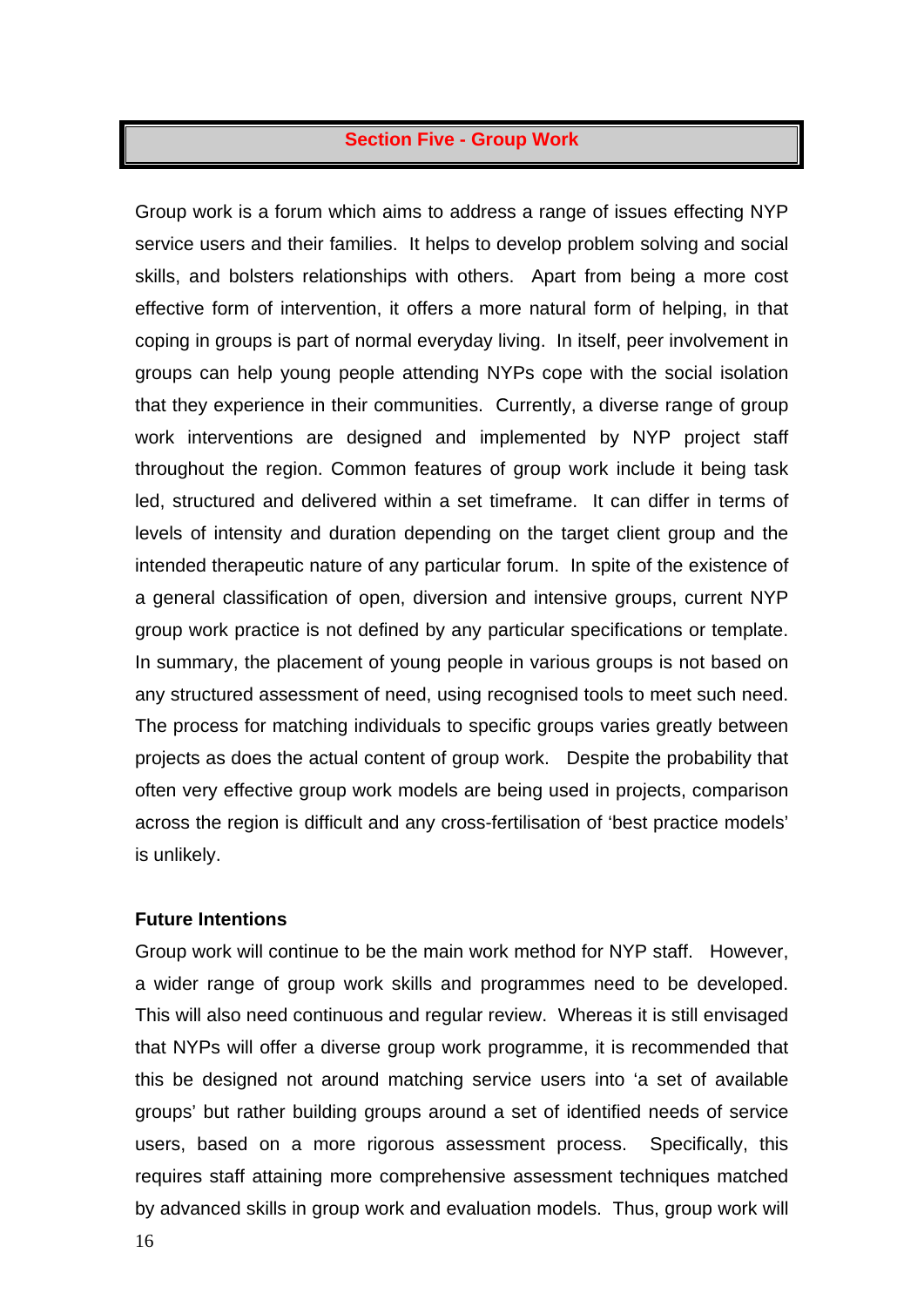## Section Five - Group Work

Group work is a forum which aims to address a range of issues effecting NYP service users and their families. It helps to develop problem solving and social skills, and bolsters relationships with others. Apart from being a more cost effective form of intervention, it offers a more natural form of helping, in that coping in groups is part of normal everyday living. In itself, peer involvement in groups can help young people attending NYPs cope with the social isolation that they experience in their communities. Currently, a diverse range of group work interventions are designed and implemented by NYP project staff throughout the region. Common features of group work include it being task led, structured and delivered within a set timeframe. It can differ in terms of levels of intensity and duration depending on the target client group and the intended therapeutic nature of any particular forum. In spite of the existence of a general classification of open, diversion and intensive groups, current NYP group work practice is not defined by any particular specifications or template. In summary, the placement of young people in various groups is not based on any structured assessment of need, using recognised tools to meet such need. The process for matching individuals to specific groups varies greatly between projects as does the actual content of group work. Despite the probability that often very effective group work models are being used in projects, comparison across the region is difficult and any cross-fertilisation of 'best practice models' is unlikely.

**Future Intentions**

Group work will continue to be the main work method for NYP staff. However, a wider range of group work skills and programmes need to be developed. This will also need continuous and regular review. Whereas it is still envisaged that NYPs will offer a diverse group work programme, it is recommended that this be designed not around matching service users into 'a set of available groups' but rather building groups around a set of identified needs of service users, based on a more rigorous assessment process. Specifically, this requires staff attaining more comprehensive assessment techniques matched by advanced skills in group work and evaluation models. Thus, group work will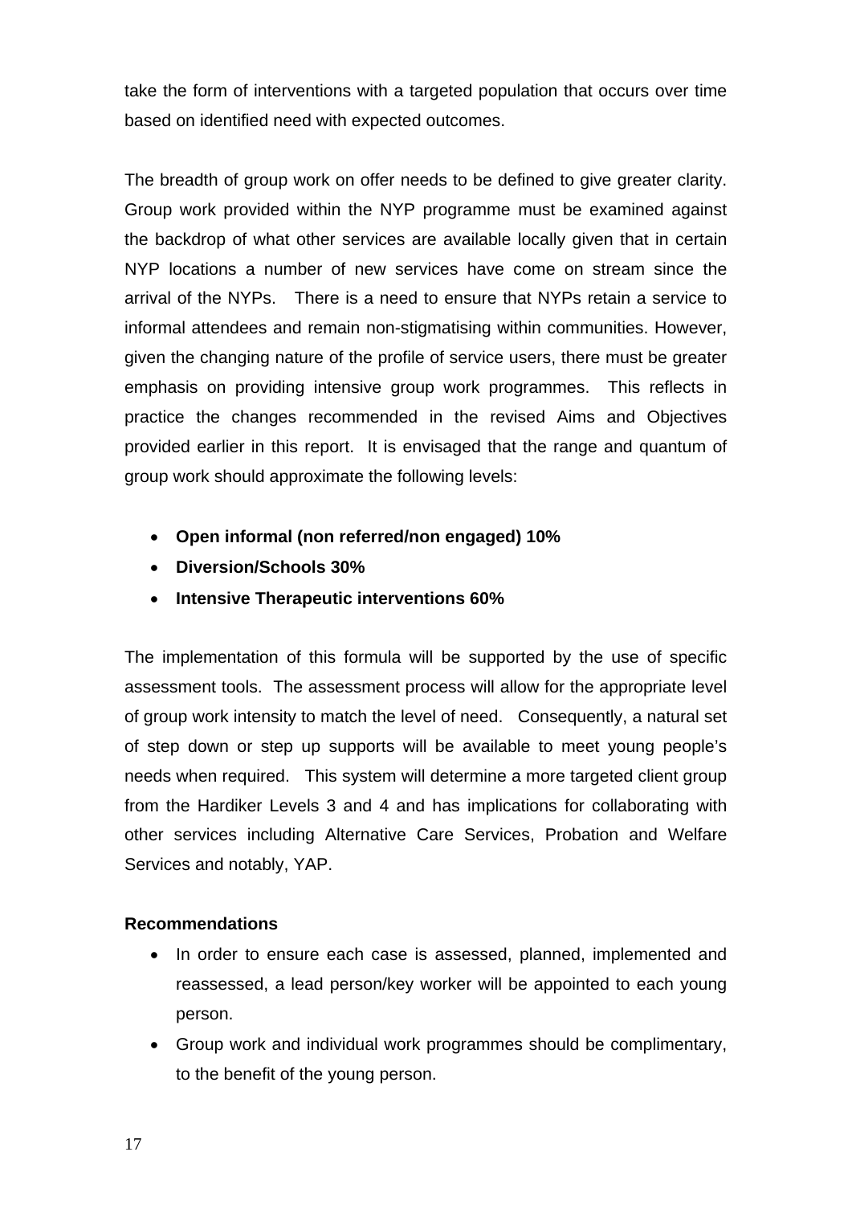take the form of interventions with a targeted population that occurs over time based on identified need with expected outcomes.

The breadth of group work on offer needs to be defined to give greater clarity. Group work provided within the NYP programme must be examined against the backdrop of what other services are available locally given that in certain NYP locations a number of new services have come on stream since the arrival of the NYPs. There is a need to ensure that NYPs retain a service to informal attendees and remain non-stigmatising within communities. However, given the changing nature of the profile of service users, there must be greater emphasis on providing intensive group work programmes. This reflects in practice the changes recommended in the revised Aims and Objectives provided earlier in this report. It is envisaged that the range and quantum of group work should approximate the following levels:

- **Open informal (non referred/non engaged) 10%**
- **Diversion/Schools 30%**
- **Intensive Therapeutic interventions 60%**

The implementation of this formula will be supported by the use of specific assessment tools. The assessment process will allow for the appropriate level of group work intensity to match the level of need. Consequently, a natural set of step down or step up supports will be available to meet young people's needs when required. This system will determine a more targeted client group from the Hardiker Levels 3 and 4 and has implications for collaborating with other services including Alternative Care Services, Probation and Welfare Services and notably, YAP.

**Recommendations**

- In order to ensure each case is assessed, planned, implemented and reassessed, a lead person/key worker will be appointed to each young person.
- Group work and individual work programmes should be complimentary, to the benefit of the young person.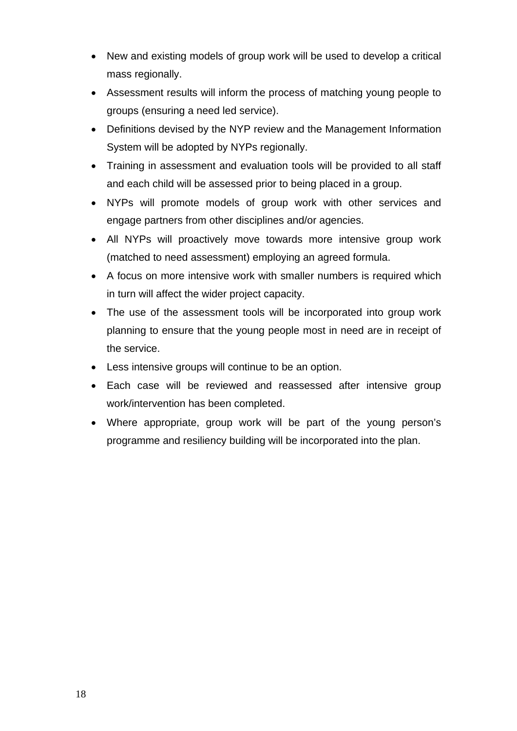- New and existing models of group work will be used to develop a critical mass regionally.
- Assessment results will inform the process of matching young people to groups (ensuring a need led service).
- Definitions devised by the NYP review and the Management Information System will be adopted by NYPs regionally.
- Training in assessment and evaluation tools will be provided to all staff and each child will be assessed prior to being placed in a group.
- NYPs will promote models of group work with other services and engage partners from other disciplines and/or agencies.
- All NYPs will proactively move towards more intensive group work (matched to need assessment) employing an agreed formula.
- A focus on more intensive work with smaller numbers is required which in turn will affect the wider project capacity.
- The use of the assessment tools will be incorporated into group work planning to ensure that the young people most in need are in receipt of the service.
- Less intensive groups will continue to be an option.
- Each case will be reviewed and reassessed after intensive group work/intervention has been completed.
- Where appropriate, group work will be part of the young person's programme and resiliency building will be incorporated into the plan.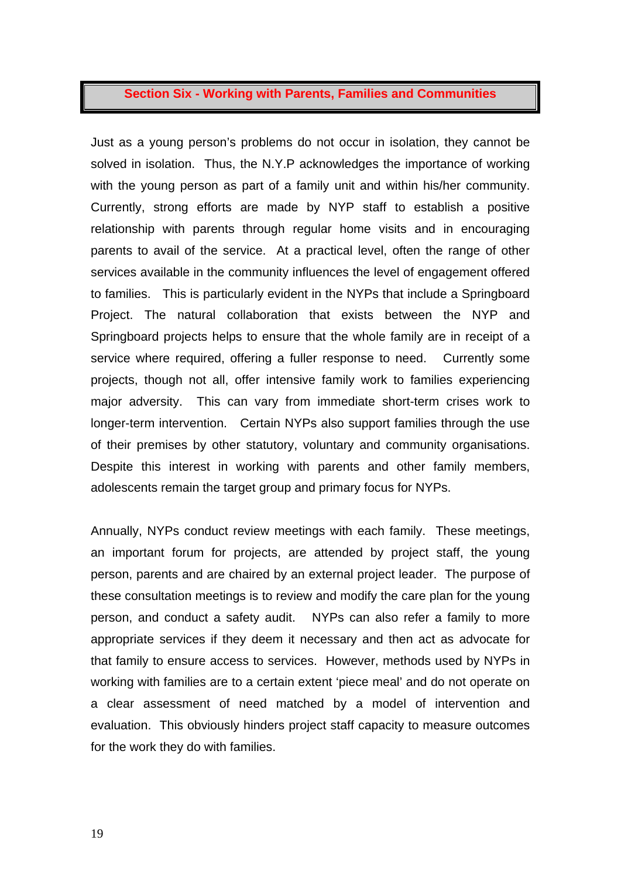## Section Six - Working with Parents, Families and Communities

Just as a young person's problems do not occur in isolation, they cannot be solved in isolation. Thus, the N.Y.P acknowledges the importance of working with the young person as part of a family unit and within his/her community. Currently, strong efforts are made by NYP staff to establish a positive relationship with parents through regular home visits and in encouraging parents to avail of the service. At a practical level, often the range of other services available in the community influences the level of engagement offered to families. This is particularly evident in the NYPs that include a Springboard Project. The natural collaboration that exists between the NYP and Springboard projects helps to ensure that the whole family are in receipt of a service where required, offering a fuller response to need. Currently some projects, though not all, offer intensive family work to families experiencing major adversity. This can vary from immediate short-term crises work to longer-term intervention. Certain NYPs also support families through the use of their premises by other statutory, voluntary and community organisations. Despite this interest in working with parents and other family members, adolescents remain the target group and primary focus for NYPs.

Annually, NYPs conduct review meetings with each family. These meetings, an important forum for projects, are attended by project staff, the young person, parents and are chaired by an external project leader. The purpose of these consultation meetings is to review and modify the care plan for the young person, and conduct a safety audit. NYPs can also refer a family to more appropriate services if they deem it necessary and then act as advocate for that family to ensure access to services. However, methods used by NYPs in working with families are to a certain extent 'piece meal' and do not operate on a clear assessment of need matched by a model of intervention and evaluation. This obviously hinders project staff capacity to measure outcomes for the work they do with families.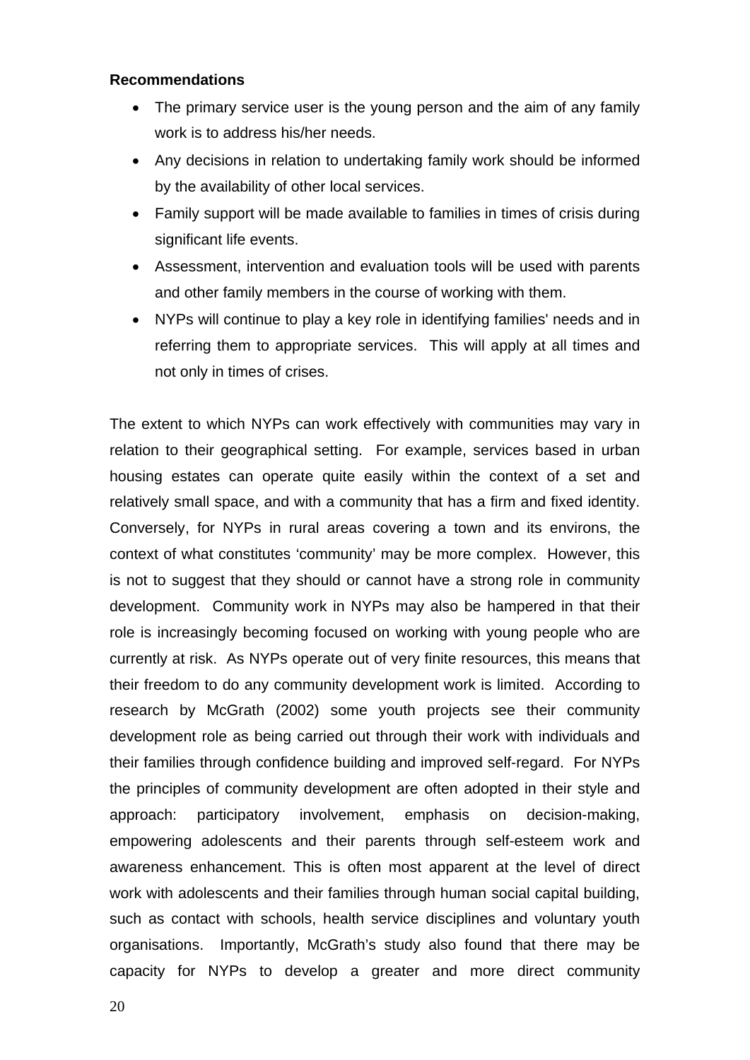**Recommendations**

- The primary service user is the young person and the aim of any family work is to address his/her needs.
- Any decisions in relation to undertaking family work should be informed by the availability of other local services.
- Family support will be made available to families in times of crisis during significant life events.
- Assessment, intervention and evaluation tools will be used with parents and other family members in the course of working with them.
- NYPs will continue to play a key role in identifying families' needs and in referring them to appropriate services. This will apply at all times and not only in times of crises.

The extent to which NYPs can work effectively with communities may vary in relation to their geographical setting. For example, services based in urban housing estates can operate quite easily within the context of a set and relatively small space, and with a community that has a firm and fixed identity. Conversely, for NYPs in rural areas covering a town and its environs, the context of what constitutes 'community' may be more complex. However, this is not to suggest that they should or cannot have a strong role in community development. Community work in NYPs may also be hampered in that their role is increasingly becoming focused on working with young people who are currently at risk. As NYPs operate out of very finite resources, this means that their freedom to do any community development work is limited. According to research by McGrath (2002) some youth projects see their community development role as being carried out through their work with individuals and their families through confidence building and improved self-regard. For NYPs the principles of community development are often adopted in their style and approach: participatory involvement, emphasis on decision-making, empowering adolescents and their parents through self-esteem work and awareness enhancement. This is often most apparent at the level of direct work with adolescents and their families through human social capital building, such as contact with schools, health service disciplines and voluntary youth organisations. Importantly, McGrath's study also found that there may be capacity for NYPs to develop a greater and more direct community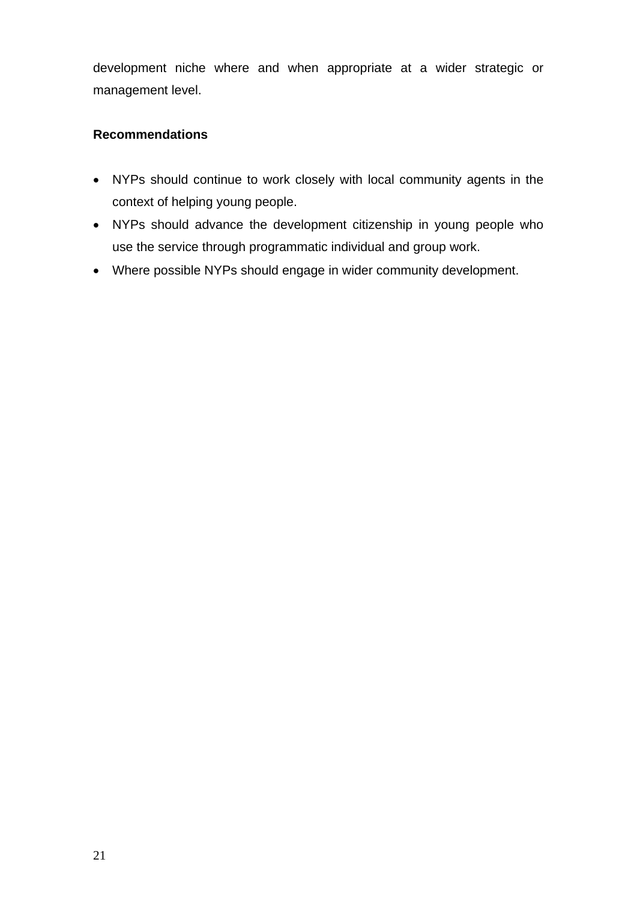development niche where and when appropriate at a wider strategic or management level.

**Recommendations**

- NYPs should continue to work closely with local community agents in the context of helping young people.
- NYPs should advance the development citizenship in young people who use the service through programmatic individual and group work.
- Where possible NYPs should engage in wider community development.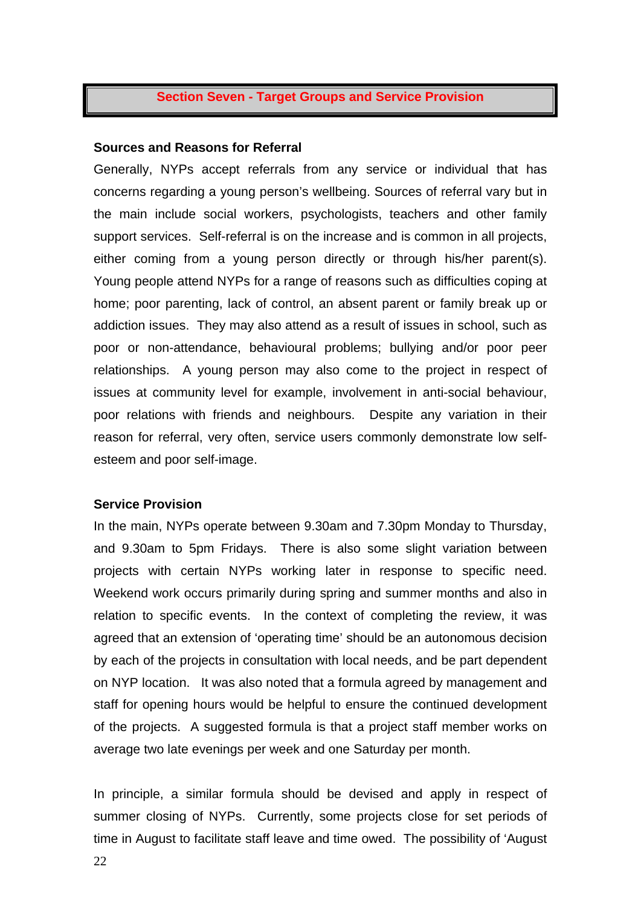## Section Seven - Target Groups and Service Provision

**Sources and Reasons for Referral**

Generally, NYPs accept referrals from any service or individual that has concerns regarding a young person's wellbeing. Sources of referral vary but in the main include social workers, psychologists, teachers and other family support services. Self-referral is on the increase and is common in all projects, either coming from a young person directly or through his/her parent(s). Young people attend NYPs for a range of reasons such as difficulties coping at home; poor parenting, lack of control, an absent parent or family break up or addiction issues. They may also attend as a result of issues in school, such as poor or non-attendance, behavioural problems; bullying and/or poor peer relationships. A young person may also come to the project in respect of issues at community level for example, involvement in anti-social behaviour, poor relations with friends and neighbours. Despite any variation in their reason for referral, very often, service users commonly demonstrate low self-esteem and poor self-image.

**Service Provision**

In the main, NYPs operate between 9.30am and 7.30pm Monday to Thursday, and 9.30am to 5pm Fridays. There is also some slight variation between projects with certain NYPs working later in response to specific need. Weekend work occurs primarily during spring and summer months and also in relation to specific events. In the context of completing the review, it was agreed that an extension of 'operating time' should be an autonomous decision by each of the projects in consultation with local needs, and be part dependent on NYP location. It was also noted that a formula agreed by management and staff for opening hours would be helpful to ensure the continued development of the projects. A suggested formula is that a project staff member works on average two late evenings per week and one Saturday per month.

In principle, a similar formula should be devised and apply in respect of summer closing of NYPs. Currently, some projects close for set periods of time in August to facilitate staff leave and time owed. The possibility of 'August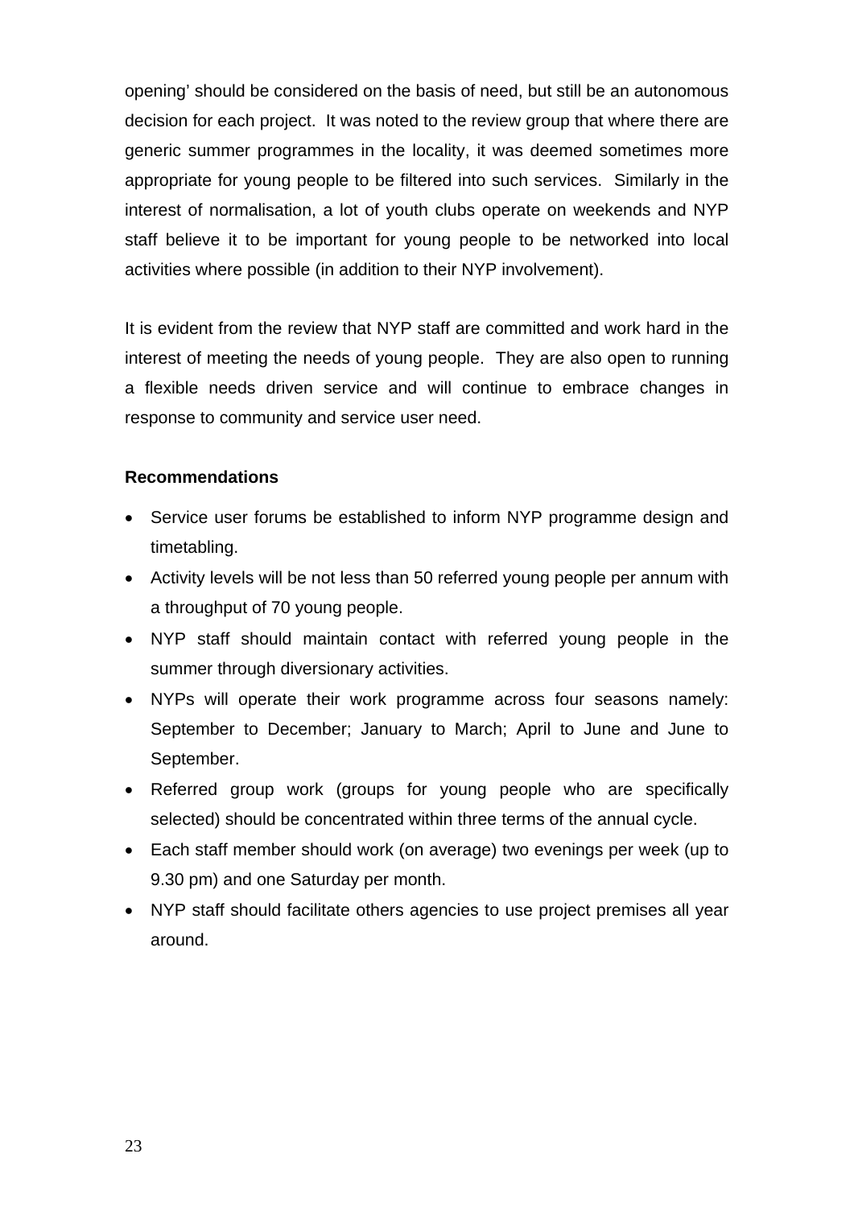opening' should be considered on the basis of need, but still be an autonomous decision for each project. It was noted to the review group that where there are generic summer programmes in the locality, it was deemed sometimes more appropriate for young people to be filtered into such services. Similarly in the interest of normalisation, a lot of youth clubs operate on weekends and NYP staff believe it to be important for young people to be networked into local activities where possible (in addition to their NYP involvement).

It is evident from the review that NYP staff are committed and work hard in the interest of meeting the needs of young people. They are also open to running a flexible needs driven service and will continue to embrace changes in response to community and service user need.

**Recommendations**

- Service user forums be established to inform NYP programme design and timetabling.
- Activity levels will be not less than 50 referred young people per annum with a throughput of 70 young people.
- NYP staff should maintain contact with referred young people in the summer through diversionary activities.
- NYPs will operate their work programme across four seasons namely: September to December; January to March; April to June and June to September.
- Referred group work (groups for young people who are specifically selected) should be concentrated within three terms of the annual cycle.
- Each staff member should work (on average) two evenings per week (up to 9.30 pm) and one Saturday per month.
- NYP staff should facilitate others agencies to use project premises all year around.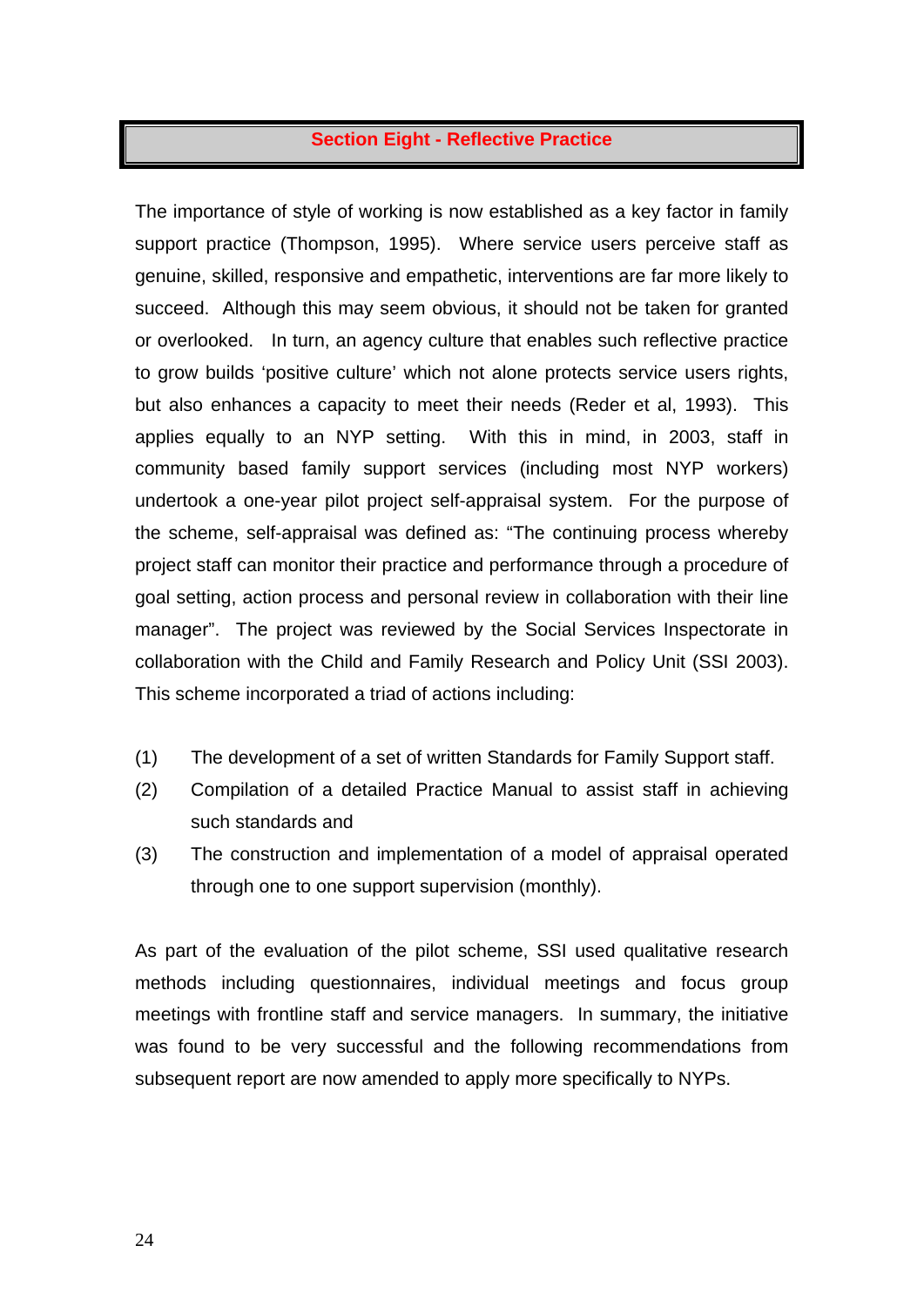## Section Eight - Reflective Practice

The importance of style of working is now established as a key factor in family support practice (Thompson, 1995). Where service users perceive staff as genuine, skilled, responsive and empathetic, interventions are far more likely to succeed. Although this may seem obvious, it should not be taken for granted or overlooked. In turn, an agency culture that enables such reflective practice to grow builds 'positive culture' which not alone protects service users rights, but also enhances a capacity to meet their needs (Reder et al, 1993). This applies equally to an NYP setting. With this in mind, in 2003, staff in community based family support services (including most NYP workers) undertook a one-year pilot project self-appraisal system. For the purpose of the scheme, self-appraisal was defined as: "The continuing process whereby project staff can monitor their practice and performance through a procedure of goal setting, action process and personal review in collaboration with their line manager". The project was reviewed by the Social Services Inspectorate in collaboration with the Child and Family Research and Policy Unit (SSI 2003). This scheme incorporated a triad of actions including:

(1) The development of a set of written Standards for Family Support staff.

(2) Compilation of a detailed Practice Manual to assist staff in achieving such standards and

(3) The construction and implementation of a model of appraisal operated through one to one support supervision (monthly).

As part of the evaluation of the pilot scheme, SSI used qualitative research methods including questionnaires, individual meetings and focus group meetings with frontline staff and service managers. In summary, the initiative was found to be very successful and the following recommendations from subsequent report are now amended to apply more specifically to NYPs.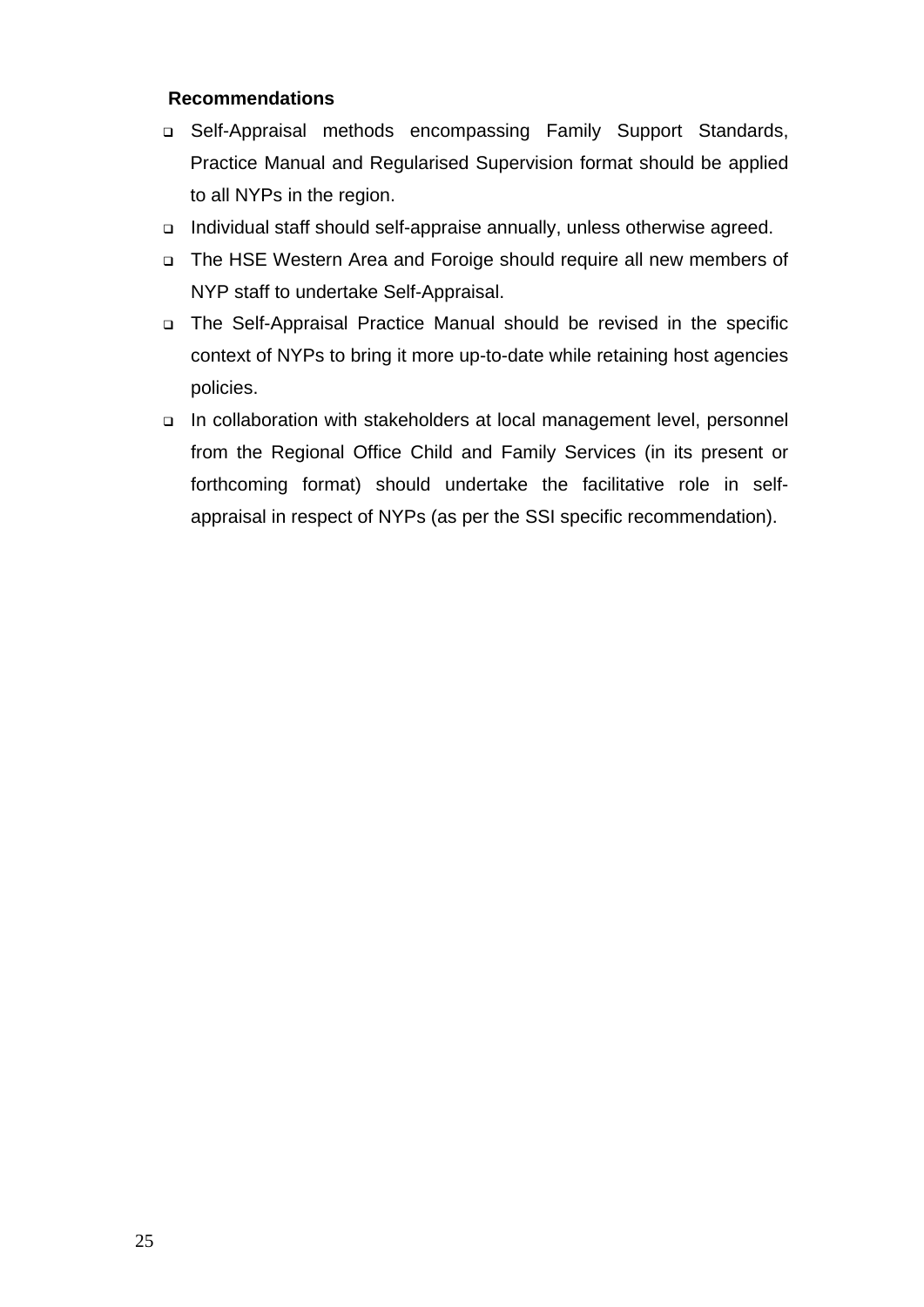**Recommendations**

- Self-Appraisal methods encompassing Family Support Standards, Practice Manual and Regularised Supervision format should be applied to all NYPs in the region.
- Individual staff should self-appraise annually, unless otherwise agreed.
- The HSE Western Area and Foroige should require all new members of NYP staff to undertake Self-Appraisal.
- The Self-Appraisal Practice Manual should be revised in the specific context of NYPs to bring it more up-to-date while retaining host agencies policies.
- In collaboration with stakeholders at local management level, personnel from the Regional Office Child and Family Services (in its present or forthcoming format) should undertake the facilitative role in self-appraisal in respect of NYPs (as per the SSI specific recommendation).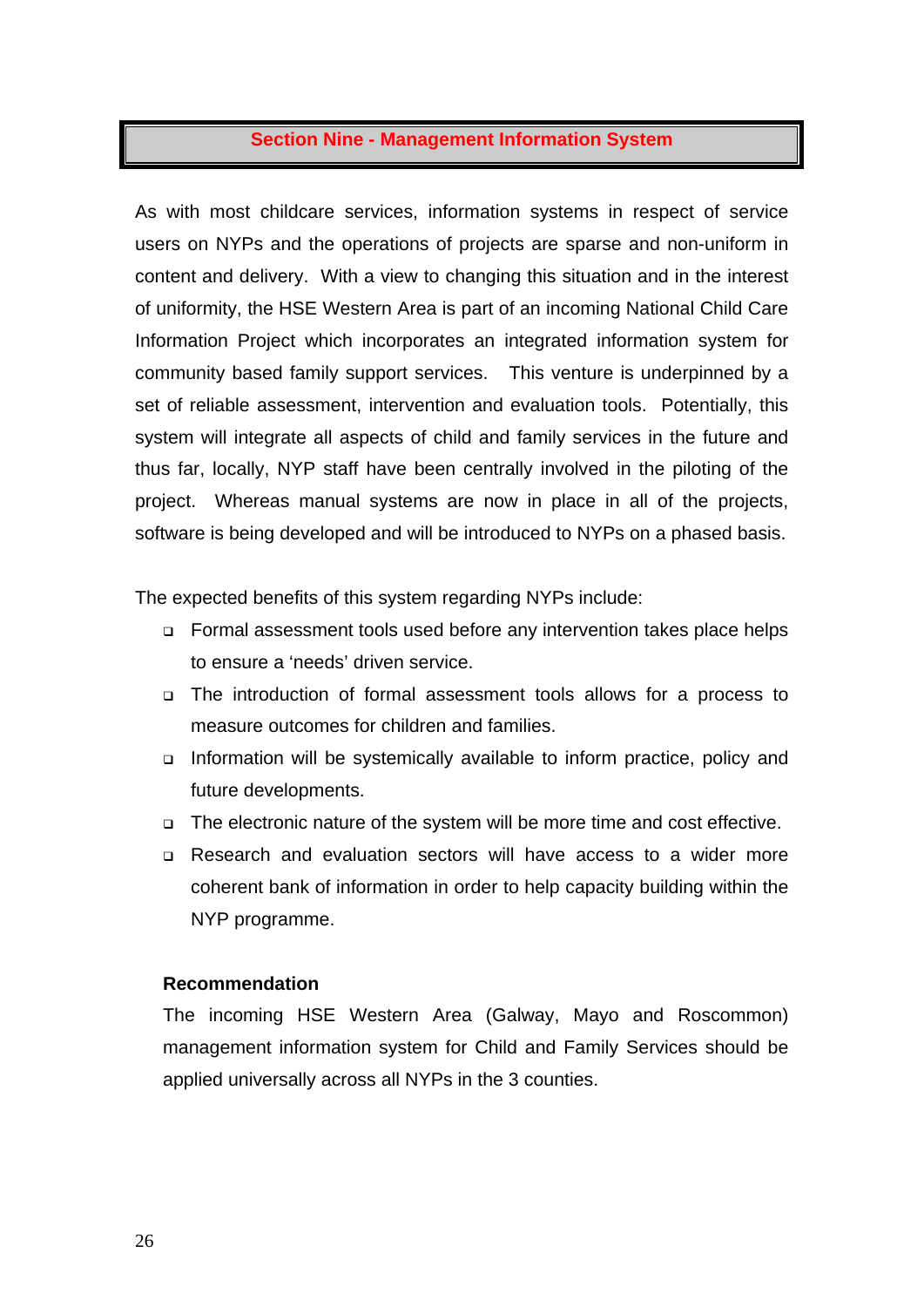## Section Nine - Management Information System

As with most childcare services, information systems in respect of service users on NYPs and the operations of projects are sparse and non-uniform in content and delivery. With a view to changing this situation and in the interest of uniformity, the HSE Western Area is part of an incoming National Child Care Information Project which incorporates an integrated information system for community based family support services. This venture is underpinned by a set of reliable assessment, intervention and evaluation tools. Potentially, this system will integrate all aspects of child and family services in the future and thus far, locally, NYP staff have been centrally involved in the piloting of the project. Whereas manual systems are now in place in all of the projects, software is being developed and will be introduced to NYPs on a phased basis.

The expected benefits of this system regarding NYPs include:

- Formal assessment tools used before any intervention takes place helps to ensure a 'needs' driven service.
- The introduction of formal assessment tools allows for a process to measure outcomes for children and families.
- Information will be systemically available to inform practice, policy and future developments.
- The electronic nature of the system will be more time and cost effective.
- Research and evaluation sectors will have access to a wider more coherent bank of information in order to help capacity building within the NYP programme.

**Recommendation**

The incoming HSE Western Area (Galway, Mayo and Roscommon) management information system for Child and Family Services should be applied universally across all NYPs in the 3 counties.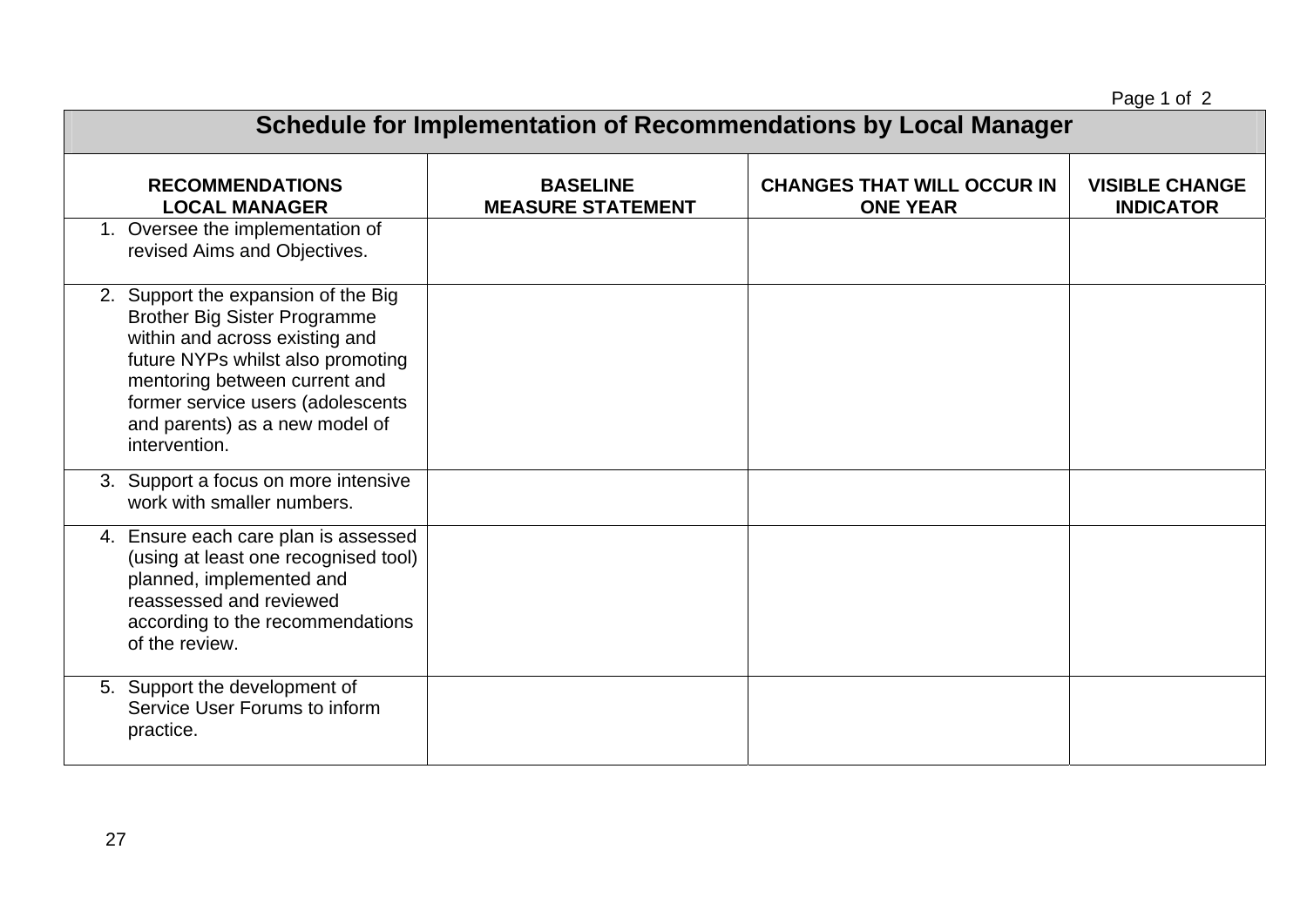## Schedule for Implementation of Recommendations by Local Manager

| RECOMMENDATIONS LOCAL MANAGER | BASELINE MEASURE STATEMENT | CHANGES THAT WILL OCCUR IN ONE YEAR | VISIBLE CHANGE INDICATOR |
|---|---|---|---|
| 1. Oversee the implementation of revised Aims and Objectives. | | | |
| 2. Support the expansion of the Big Brother Big Sister Programme within and across existing and future NYPs whilst also promoting mentoring between current and former service users (adolescents and parents) as a new model of intervention. | | | |
| 3. Support a focus on more intensive work with smaller numbers. | | | |
| 4. Ensure each care plan is assessed (using at least one recognised tool) planned, implemented and reassessed and reviewed according to the recommendations of the review. | | | |
| 5. Support the development of Service User Forums to inform practice. | | | |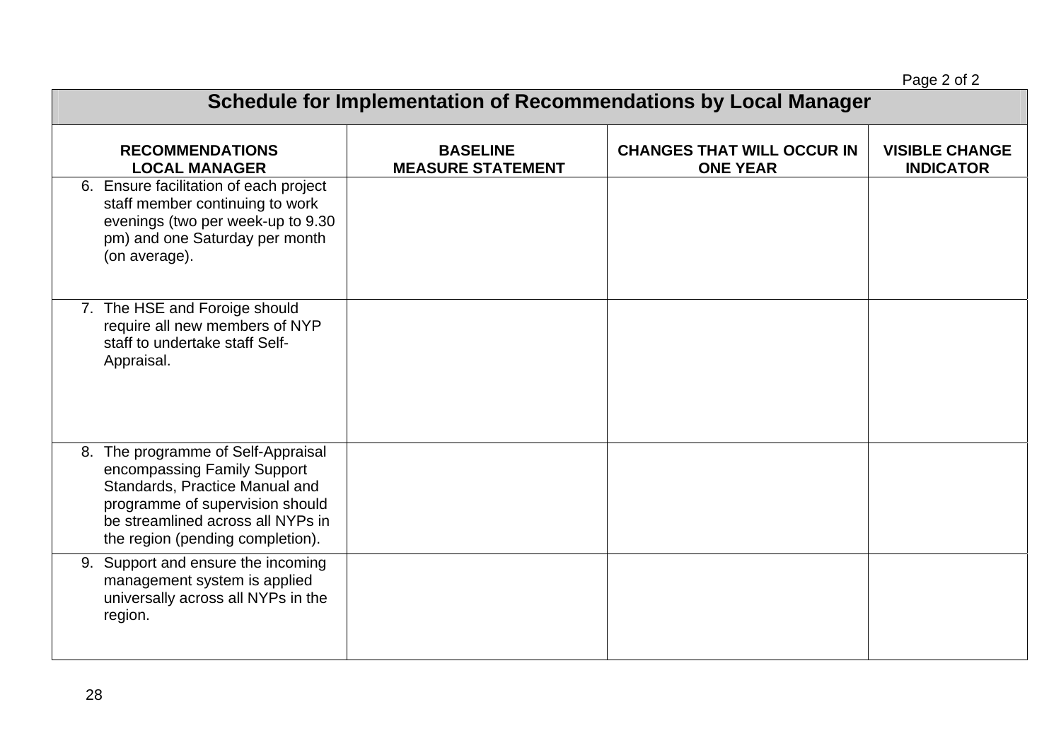## Schedule for Implementation of Recommendations by Local Manager

| RECOMMENDATIONS LOCAL MANAGER | BASELINE MEASURE STATEMENT | CHANGES THAT WILL OCCUR IN ONE YEAR | VISIBLE CHANGE INDICATOR |
|---|---|---|---|
| 6. Ensure facilitation of each project staff member continuing to work evenings (two per week-up to 9.30 pm) and one Saturday per month (on average). | | | |
| 7. The HSE and Foroige should require all new members of NYP staff to undertake staff Self-Appraisal. | | | |
| 8. The programme of Self-Appraisal encompassing Family Support Standards, Practice Manual and programme of supervision should be streamlined across all NYPs in the region (pending completion). | | | |
| 9. Support and ensure the incoming management system is applied universally across all NYPs in the region. | | | |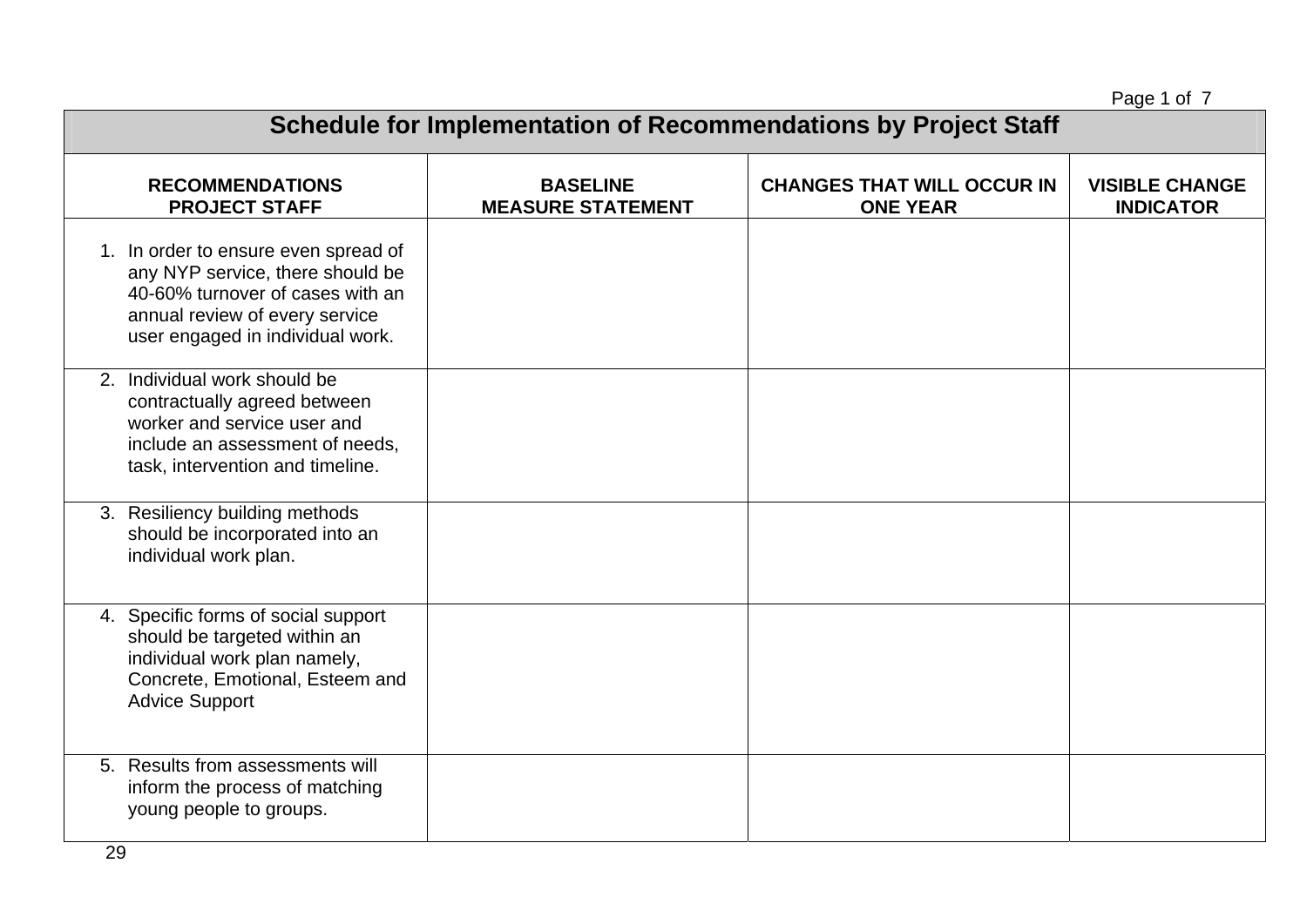| Schedule for Implementation of Recommendations by Project Staff | | | |
|---|---|---|---|
| **RECOMMENDATIONS PROJECT STAFF** | **BASELINE MEASURE STATEMENT** | **CHANGES THAT WILL OCCUR IN ONE YEAR** | **VISIBLE CHANGE INDICATOR** |
| 1. In order to ensure even spread of any NYP service, there should be 40-60% turnover of cases with an annual review of every service user engaged in individual work. | | | |
| 2. Individual work should be contractually agreed between worker and service user and include an assessment of needs, task, intervention and timeline. | | | |
| 3. Resiliency building methods should be incorporated into an individual work plan. | | | |
| 4. Specific forms of social support should be targeted within an individual work plan namely, Concrete, Emotional, Esteem and Advice Support | | | |
| 5. Results from assessments will inform the process of matching young people to groups. | | | |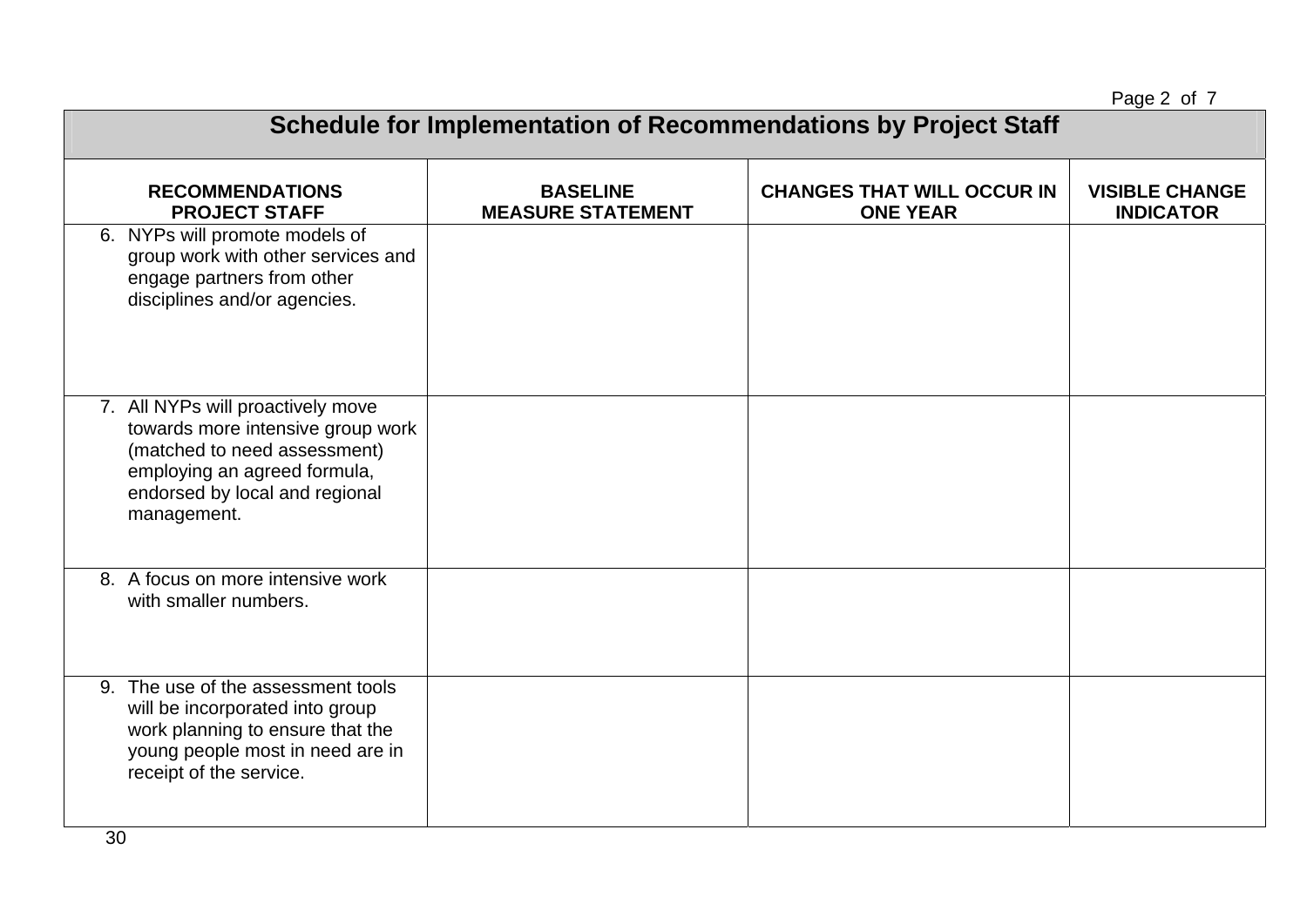## Schedule for Implementation of Recommendations by Project Staff

| RECOMMENDATIONS PROJECT STAFF | BASELINE MEASURE STATEMENT | CHANGES THAT WILL OCCUR IN ONE YEAR | VISIBLE CHANGE INDICATOR |
|---|---|---|---|
| 6. NYPs will promote models of group work with other services and engage partners from other disciplines and/or agencies. | | | |
| 7. All NYPs will proactively move towards more intensive group work (matched to need assessment) employing an agreed formula, endorsed by local and regional management. | | | |
| 8. A focus on more intensive work with smaller numbers. | | | |
| 9. The use of the assessment tools will be incorporated into group work planning to ensure that the young people most in need are in receipt of the service. | | | |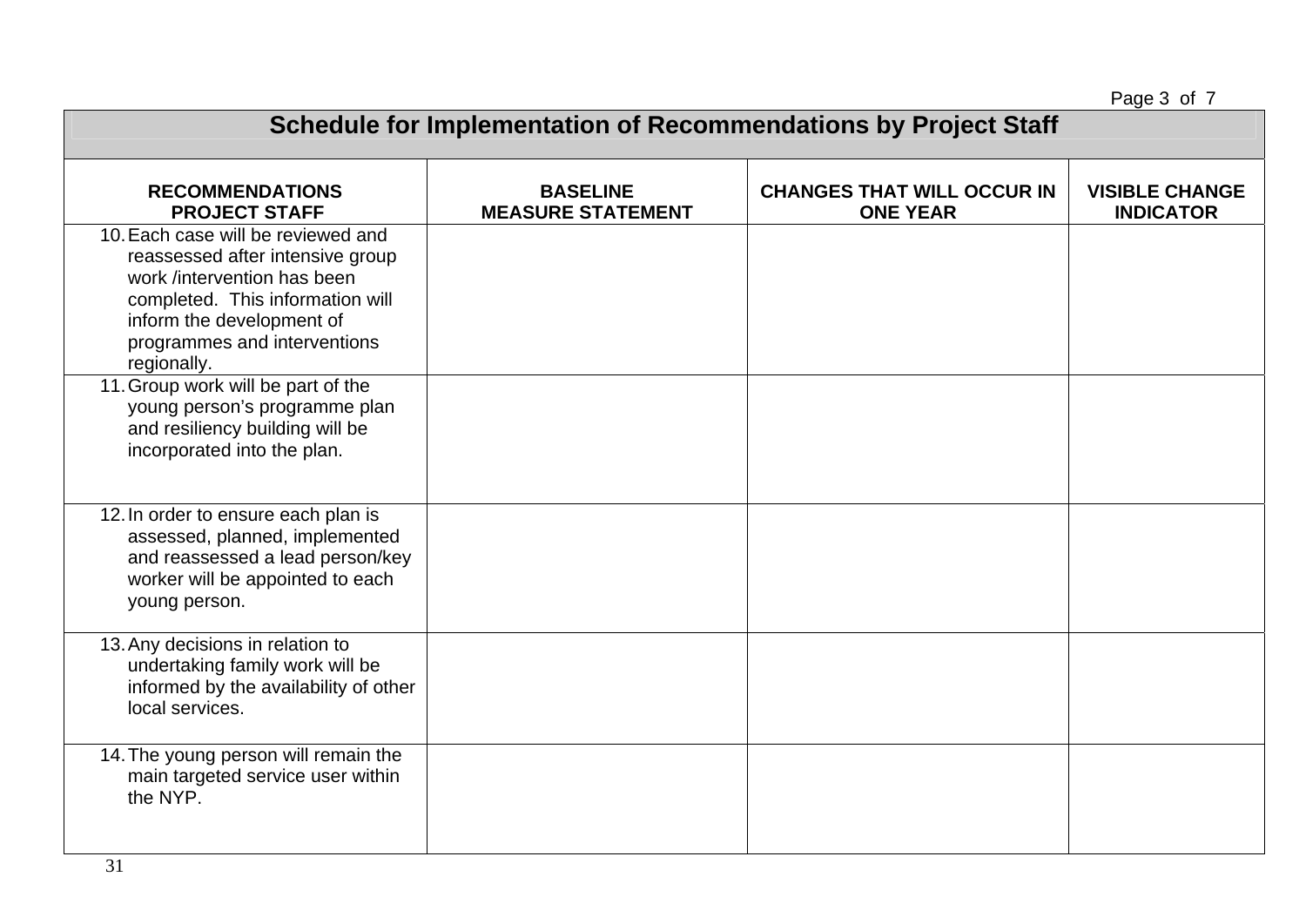## Schedule for Implementation of Recommendations by Project Staff

| RECOMMENDATIONS PROJECT STAFF | BASELINE MEASURE STATEMENT | CHANGES THAT WILL OCCUR IN ONE YEAR | VISIBLE CHANGE INDICATOR |
|---|---|---|---|
| 10. Each case will be reviewed and reassessed after intensive group work /intervention has been completed. This information will inform the development of programmes and interventions regionally. | | | |
| 11. Group work will be part of the young person's programme plan and resiliency building will be incorporated into the plan. | | | |
| 12. In order to ensure each plan is assessed, planned, implemented and reassessed a lead person/key worker will be appointed to each young person. | | | |
| 13. Any decisions in relation to undertaking family work will be informed by the availability of other local services. | | | |
| 14. The young person will remain the main targeted service user within the NYP. | | | |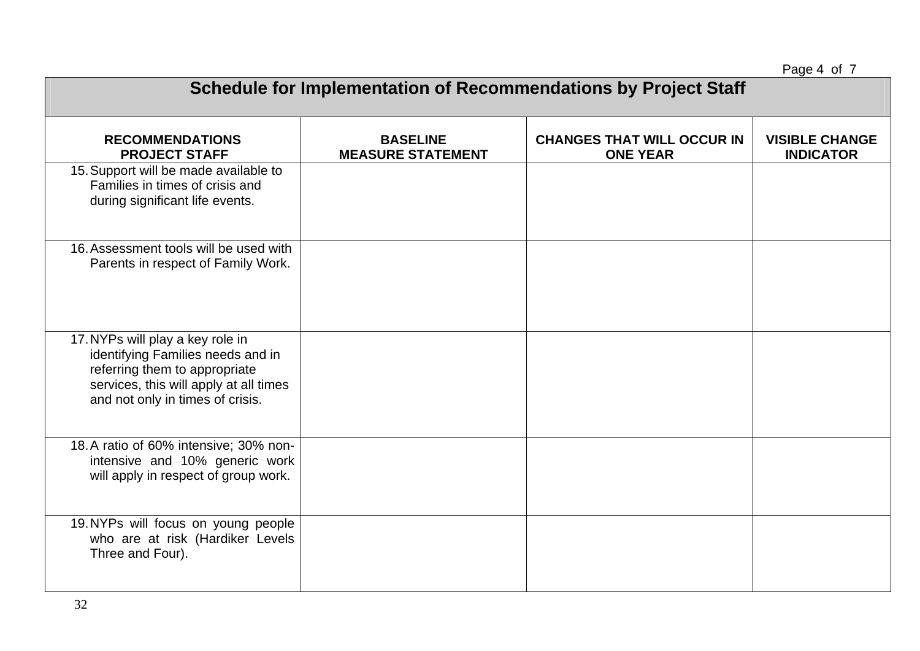## Schedule for Implementation of Recommendations by Project Staff

| RECOMMENDATIONS PROJECT STAFF | BASELINE MEASURE STATEMENT | CHANGES THAT WILL OCCUR IN ONE YEAR | VISIBLE CHANGE INDICATOR |
|---|---|---|---|
| 15. Support will be made available to Families in times of crisis and during significant life events. | | | |
| 16. Assessment tools will be used with Parents in respect of Family Work. | | | |
| 17. NYPs will play a key role in identifying Families needs and in referring them to appropriate services, this will apply at all times and not only in times of crisis. | | | |
| 18. A ratio of 60% intensive; 30% non-intensive and 10% generic work will apply in respect of group work. | | | |
| 19. NYPs will focus on young people who are at risk (Hardiker Levels Three and Four). | | | |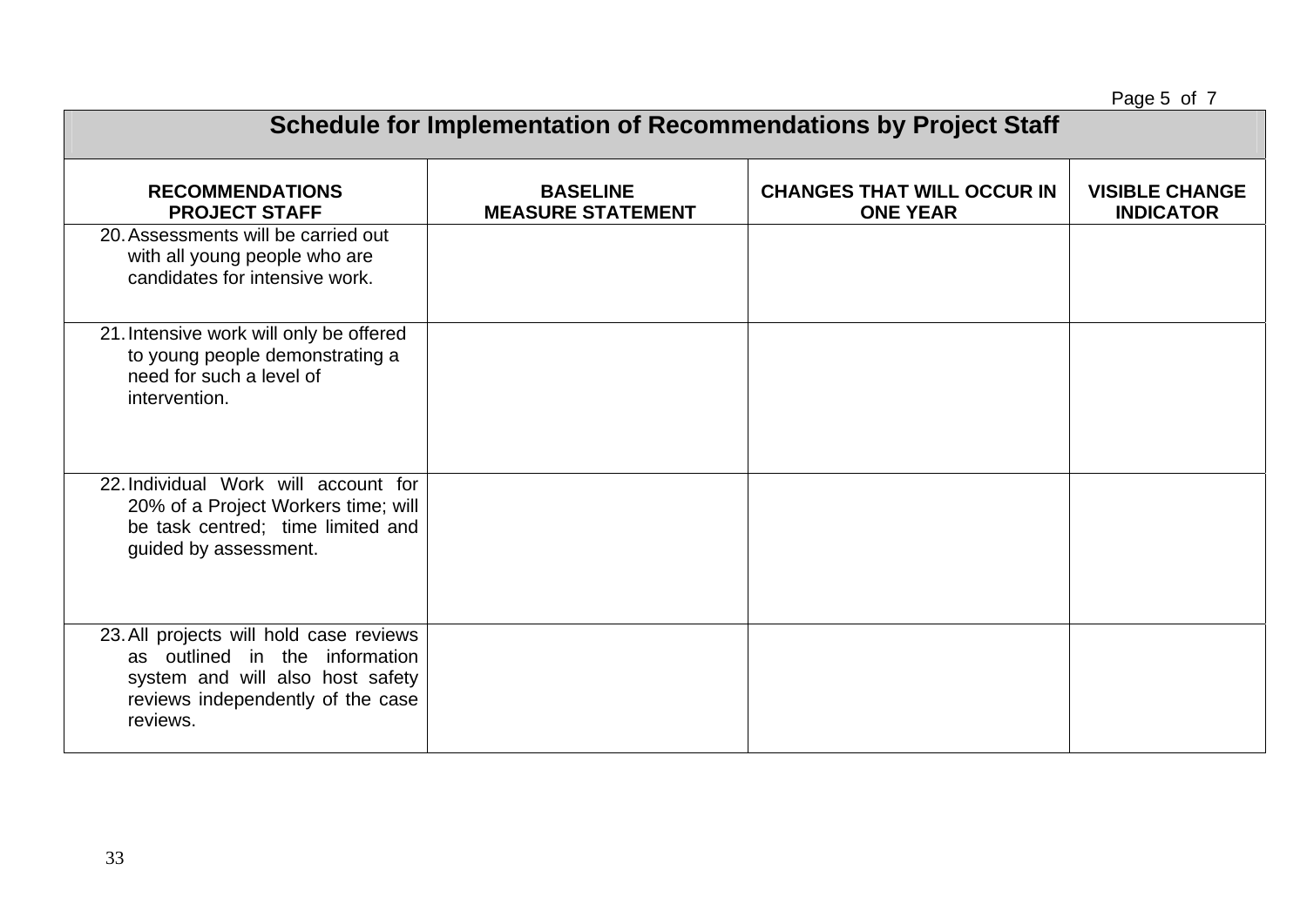| Schedule for Implementation of Recommendations by Project Staff | | | |
|---|---|---|---|
| **RECOMMENDATIONS PROJECT STAFF** | **BASELINE MEASURE STATEMENT** | **CHANGES THAT WILL OCCUR IN ONE YEAR** | **VISIBLE CHANGE INDICATOR** |
| 20. Assessments will be carried out with all young people who are candidates for intensive work. | | | |
| 21. Intensive work will only be offered to young people demonstrating a need for such a level of intervention. | | | |
| 22. Individual Work will account for 20% of a Project Workers time; will be task centred; time limited and guided by assessment. | | | |
| 23. All projects will hold case reviews as outlined in the information system and will also host safety reviews independently of the case reviews. | | | |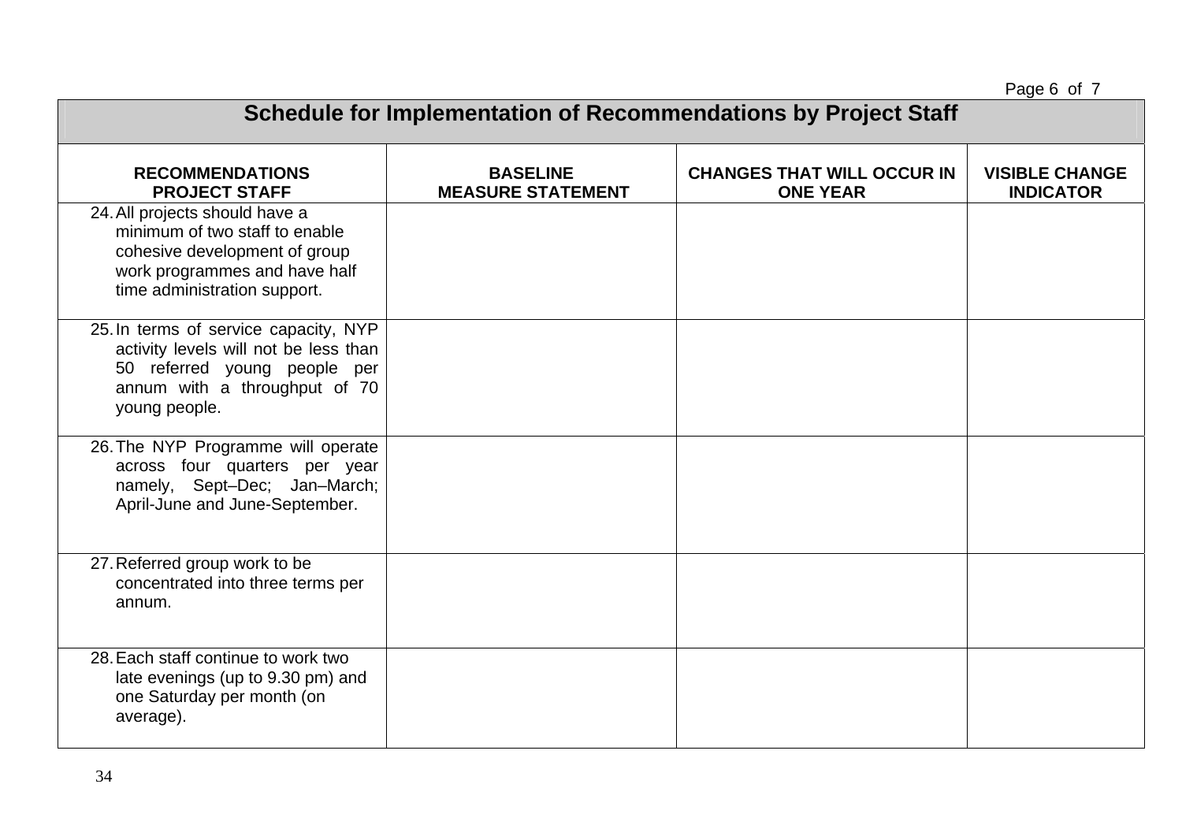## Schedule for Implementation of Recommendations by Project Staff

| RECOMMENDATIONS PROJECT STAFF | BASELINE MEASURE STATEMENT | CHANGES THAT WILL OCCUR IN ONE YEAR | VISIBLE CHANGE INDICATOR |
|---|---|---|---|
| 24. All projects should have a minimum of two staff to enable cohesive development of group work programmes and have half time administration support. | | | |
| 25. In terms of service capacity, NYP activity levels will not be less than 50 referred young people per annum with a throughput of 70 young people. | | | |
| 26. The NYP Programme will operate across four quarters per year namely, Sept–Dec; Jan–March; April-June and June-September. | | | |
| 27. Referred group work to be concentrated into three terms per annum. | | | |
| 28. Each staff continue to work two late evenings (up to 9.30 pm) and one Saturday per month (on average). | | | |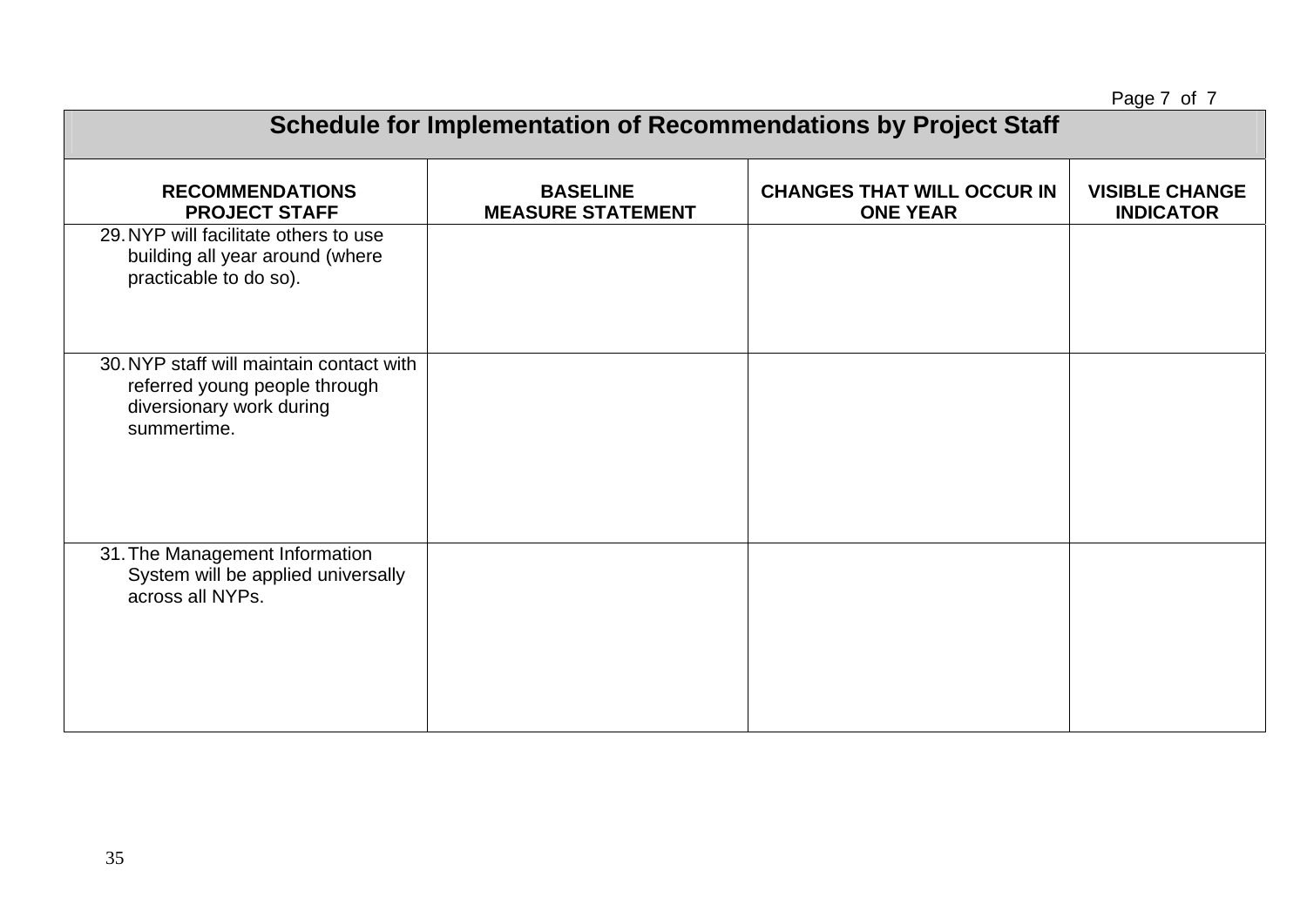## Schedule for Implementation of Recommendations by Project Staff

| RECOMMENDATIONS PROJECT STAFF | BASELINE MEASURE STATEMENT | CHANGES THAT WILL OCCUR IN ONE YEAR | VISIBLE CHANGE INDICATOR |
|---|---|---|---|
| 29. NYP will facilitate others to use building all year around (where practicable to do so). | | | |
| 30. NYP staff will maintain contact with referred young people through diversionary work during summertime. | | | |
| 31. The Management Information System will be applied universally across all NYPs. | | | |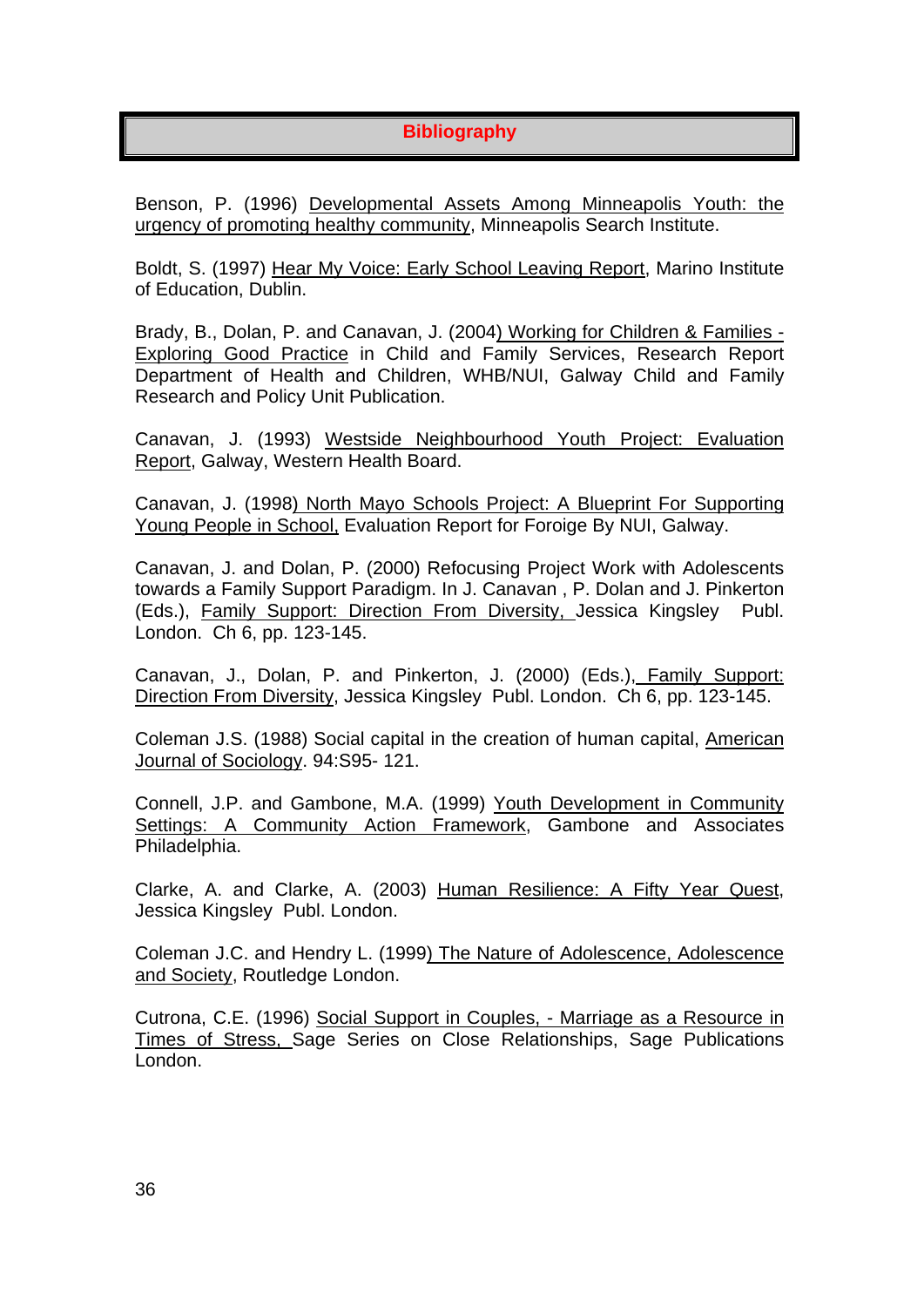## Bibliography

Benson, P. (1996) Developmental Assets Among Minneapolis Youth: the urgency of promoting healthy community, Minneapolis Search Institute.

Boldt, S. (1997) Hear My Voice: Early School Leaving Report, Marino Institute of Education, Dublin.

Brady, B., Dolan, P. and Canavan, J. (2004) Working for Children & Families - Exploring Good Practice in Child and Family Services, Research Report Department of Health and Children, WHB/NUI, Galway Child and Family Research and Policy Unit Publication.

Canavan, J. (1993) Westside Neighbourhood Youth Project: Evaluation Report, Galway, Western Health Board.

Canavan, J. (1998) North Mayo Schools Project: A Blueprint For Supporting Young People in School, Evaluation Report for Foroige By NUI, Galway.

Canavan, J. and Dolan, P. (2000) Refocusing Project Work with Adolescents towards a Family Support Paradigm. In J. Canavan , P. Dolan and J. Pinkerton (Eds.), Family Support: Direction From Diversity, Jessica Kingsley Publ. London. Ch 6, pp. 123-145.

Canavan, J., Dolan, P. and Pinkerton, J. (2000) (Eds.), Family Support: Direction From Diversity, Jessica Kingsley Publ. London. Ch 6, pp. 123-145.

Coleman J.S. (1988) Social capital in the creation of human capital, American Journal of Sociology. 94:S95- 121.

Connell, J.P. and Gambone, M.A. (1999) Youth Development in Community Settings: A Community Action Framework, Gambone and Associates Philadelphia.

Clarke, A. and Clarke, A. (2003) Human Resilience: A Fifty Year Quest, Jessica Kingsley Publ. London.

Coleman J.C. and Hendry L. (1999) The Nature of Adolescence, Adolescence and Society, Routledge London.

Cutrona, C.E. (1996) Social Support in Couples, - Marriage as a Resource in Times of Stress, Sage Series on Close Relationships, Sage Publications London.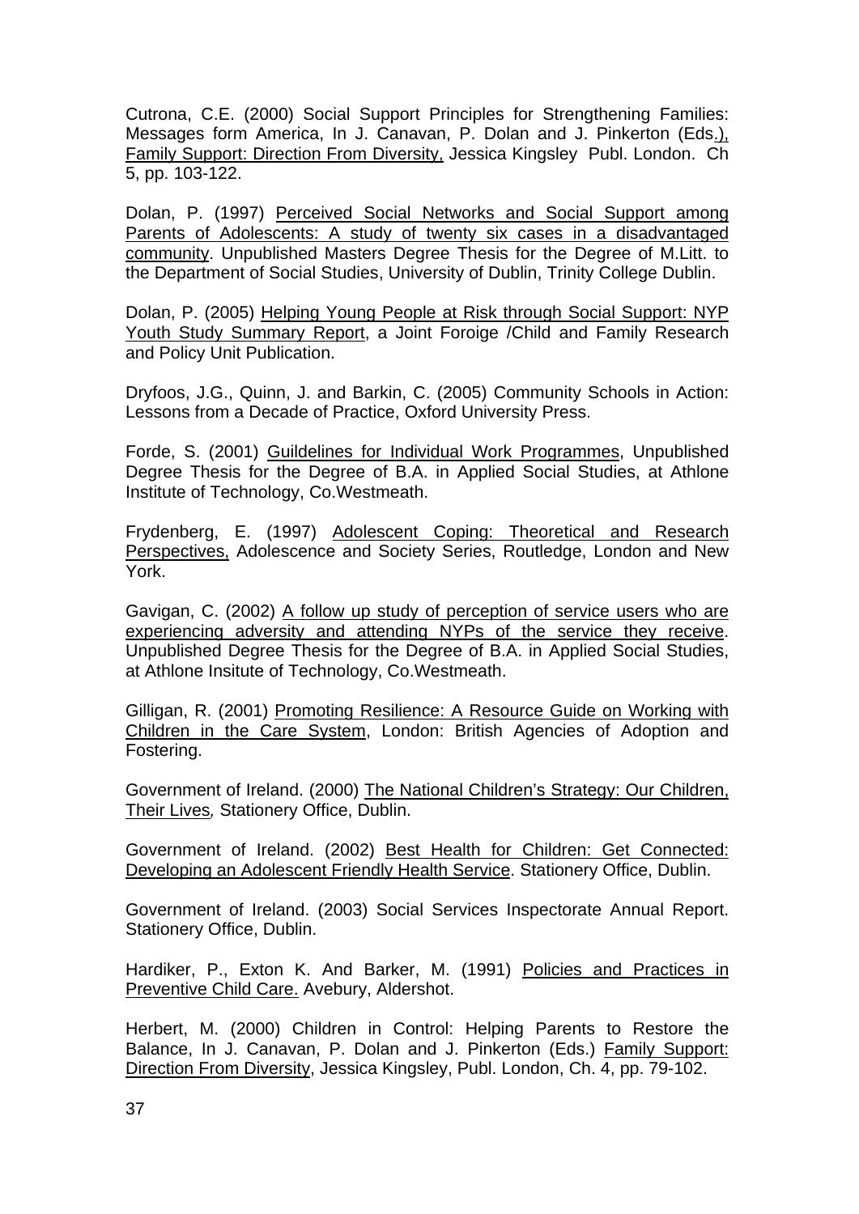Cutrona, C.E. (2000) Social Support Principles for Strengthening Families: Messages form America, In J. Canavan, P. Dolan and J. Pinkerton (Eds.), Family Support: Direction From Diversity, Jessica Kingsley Publ. London. Ch 5, pp. 103-122.

Dolan, P. (1997) Perceived Social Networks and Social Support among Parents of Adolescents: A study of twenty six cases in a disadvantaged community. Unpublished Masters Degree Thesis for the Degree of M.Litt. to the Department of Social Studies, University of Dublin, Trinity College Dublin.

Dolan, P. (2005) Helping Young People at Risk through Social Support: NYP Youth Study Summary Report, a Joint Foroige /Child and Family Research and Policy Unit Publication.

Dryfoos, J.G., Quinn, J. and Barkin, C. (2005) Community Schools in Action: Lessons from a Decade of Practice, Oxford University Press.

Forde, S. (2001) Guildelines for Individual Work Programmes, Unpublished Degree Thesis for the Degree of B.A. in Applied Social Studies, at Athlone Institute of Technology, Co.Westmeath.

Frydenberg, E. (1997) Adolescent Coping: Theoretical and Research Perspectives, Adolescence and Society Series, Routledge, London and New York.

Gavigan, C. (2002) A follow up study of perception of service users who are experiencing adversity and attending NYPs of the service they receive. Unpublished Degree Thesis for the Degree of B.A. in Applied Social Studies, at Athlone Insitute of Technology, Co.Westmeath.

Gilligan, R. (2001) Promoting Resilience: A Resource Guide on Working with Children in the Care System, London: British Agencies of Adoption and Fostering.

Government of Ireland. (2000) The National Children's Strategy: Our Children, Their Lives, Stationery Office, Dublin.

Government of Ireland. (2002) Best Health for Children: Get Connected: Developing an Adolescent Friendly Health Service. Stationery Office, Dublin.

Government of Ireland. (2003) Social Services Inspectorate Annual Report. Stationery Office, Dublin.

Hardiker, P., Exton K. And Barker, M. (1991) Policies and Practices in Preventive Child Care. Avebury, Aldershot.

Herbert, M. (2000) Children in Control: Helping Parents to Restore the Balance, In J. Canavan, P. Dolan and J. Pinkerton (Eds.) Family Support: Direction From Diversity, Jessica Kingsley, Publ. London, Ch. 4, pp. 79-102.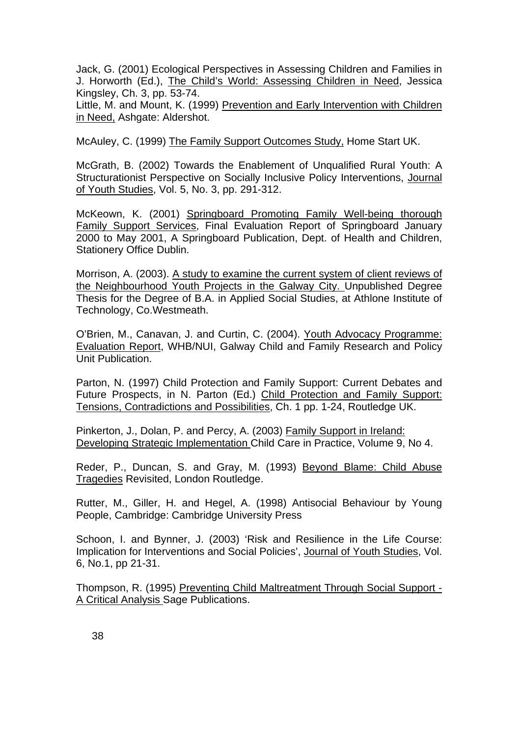Jack, G. (2001) Ecological Perspectives in Assessing Children and Families in J. Horworth (Ed.), The Child's World: Assessing Children in Need, Jessica Kingsley, Ch. 3, pp. 53-74.
Little, M. and Mount, K. (1999) Prevention and Early Intervention with Children in Need, Ashgate: Aldershot.

McAuley, C. (1999) The Family Support Outcomes Study, Home Start UK.

McGrath, B. (2002) Towards the Enablement of Unqualified Rural Youth: A Structurationist Perspective on Socially Inclusive Policy Interventions, Journal of Youth Studies, Vol. 5, No. 3, pp. 291-312.

McKeown, K. (2001) Springboard Promoting Family Well-being thorough Family Support Services, Final Evaluation Report of Springboard January 2000 to May 2001, A Springboard Publication, Dept. of Health and Children, Stationery Office Dublin.

Morrison, A. (2003). A study to examine the current system of client reviews of the Neighbourhood Youth Projects in the Galway City. Unpublished Degree Thesis for the Degree of B.A. in Applied Social Studies, at Athlone Institute of Technology, Co.Westmeath.

O'Brien, M., Canavan, J. and Curtin, C. (2004). Youth Advocacy Programme: Evaluation Report, WHB/NUI, Galway Child and Family Research and Policy Unit Publication.

Parton, N. (1997) Child Protection and Family Support: Current Debates and Future Prospects, in N. Parton (Ed.) Child Protection and Family Support: Tensions, Contradictions and Possibilities, Ch. 1 pp. 1-24, Routledge UK.

Pinkerton, J., Dolan, P. and Percy, A. (2003) Family Support in Ireland: Developing Strategic Implementation Child Care in Practice, Volume 9, No 4.

Reder, P., Duncan, S. and Gray, M. (1993) Beyond Blame: Child Abuse Tragedies Revisited, London Routledge.

Rutter, M., Giller, H. and Hegel, A. (1998) Antisocial Behaviour by Young People, Cambridge: Cambridge University Press

Schoon, I. and Bynner, J. (2003) 'Risk and Resilience in the Life Course: Implication for Interventions and Social Policies', Journal of Youth Studies, Vol. 6, No.1, pp 21-31.

Thompson, R. (1995) Preventing Child Maltreatment Through Social Support - A Critical Analysis Sage Publications.